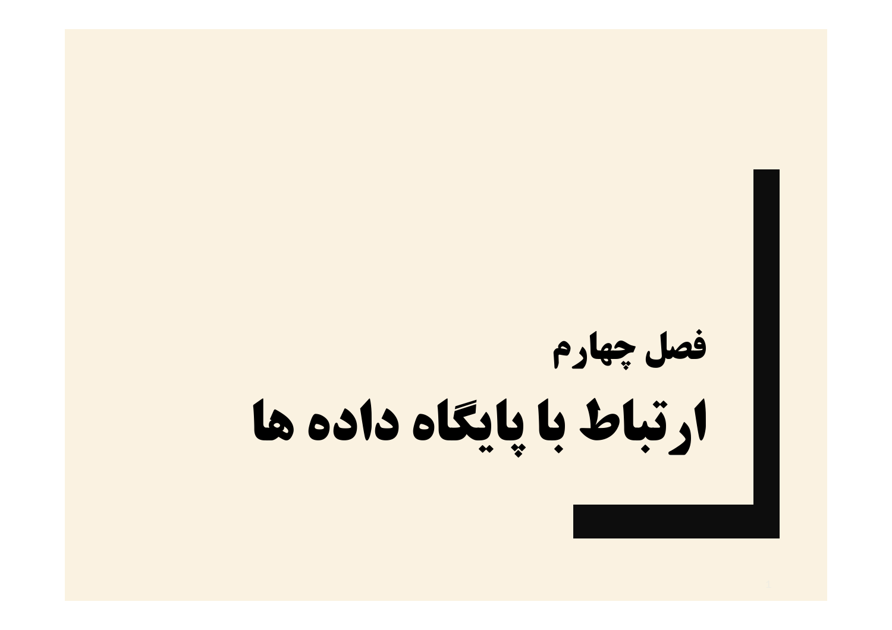## فصل چهارم

# ارتباط با پایگاه داده ها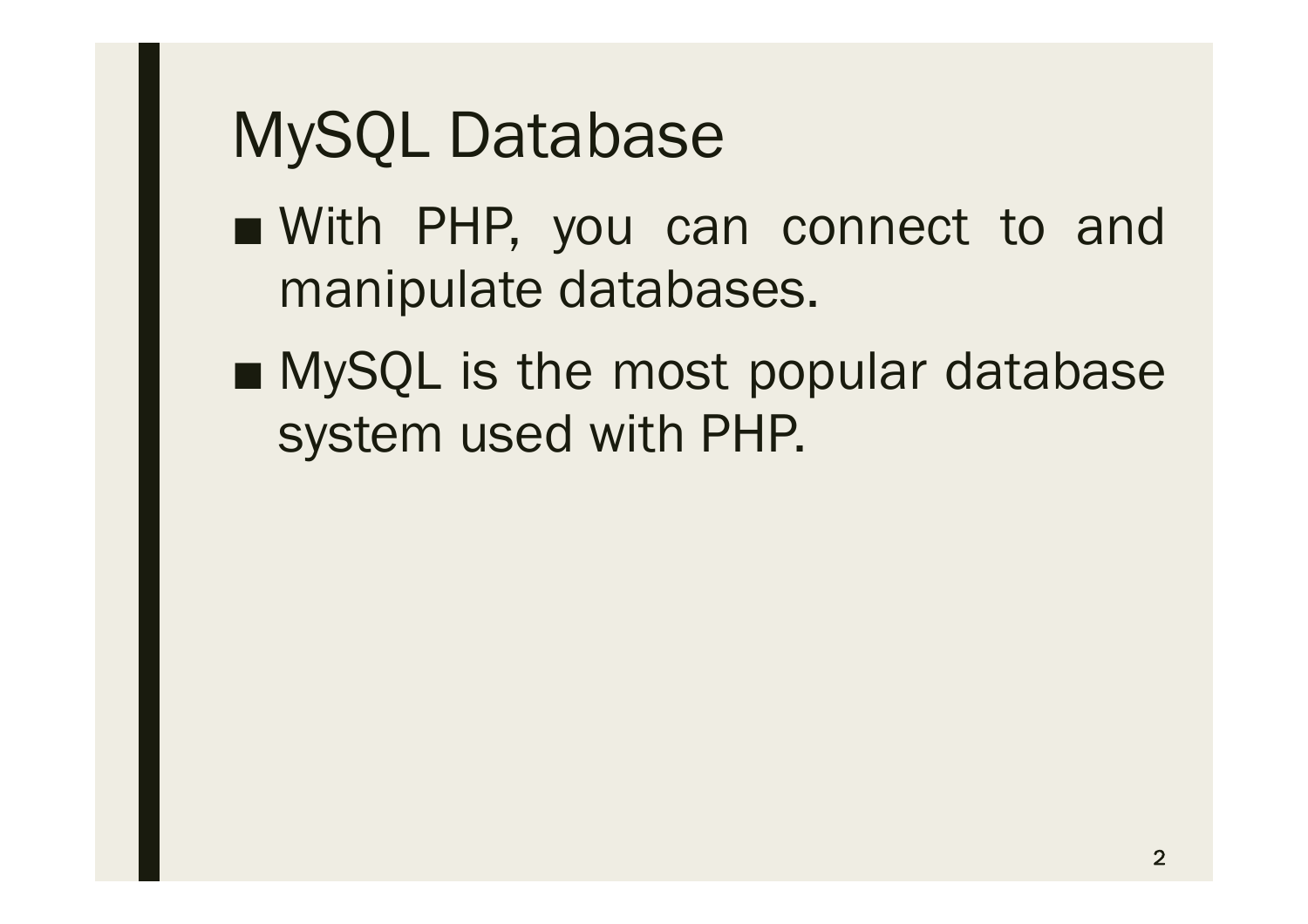# MySQL Database

- With PHP, you can connect to and manipulate databases.
- MySQL is the most popular database system used with PHP.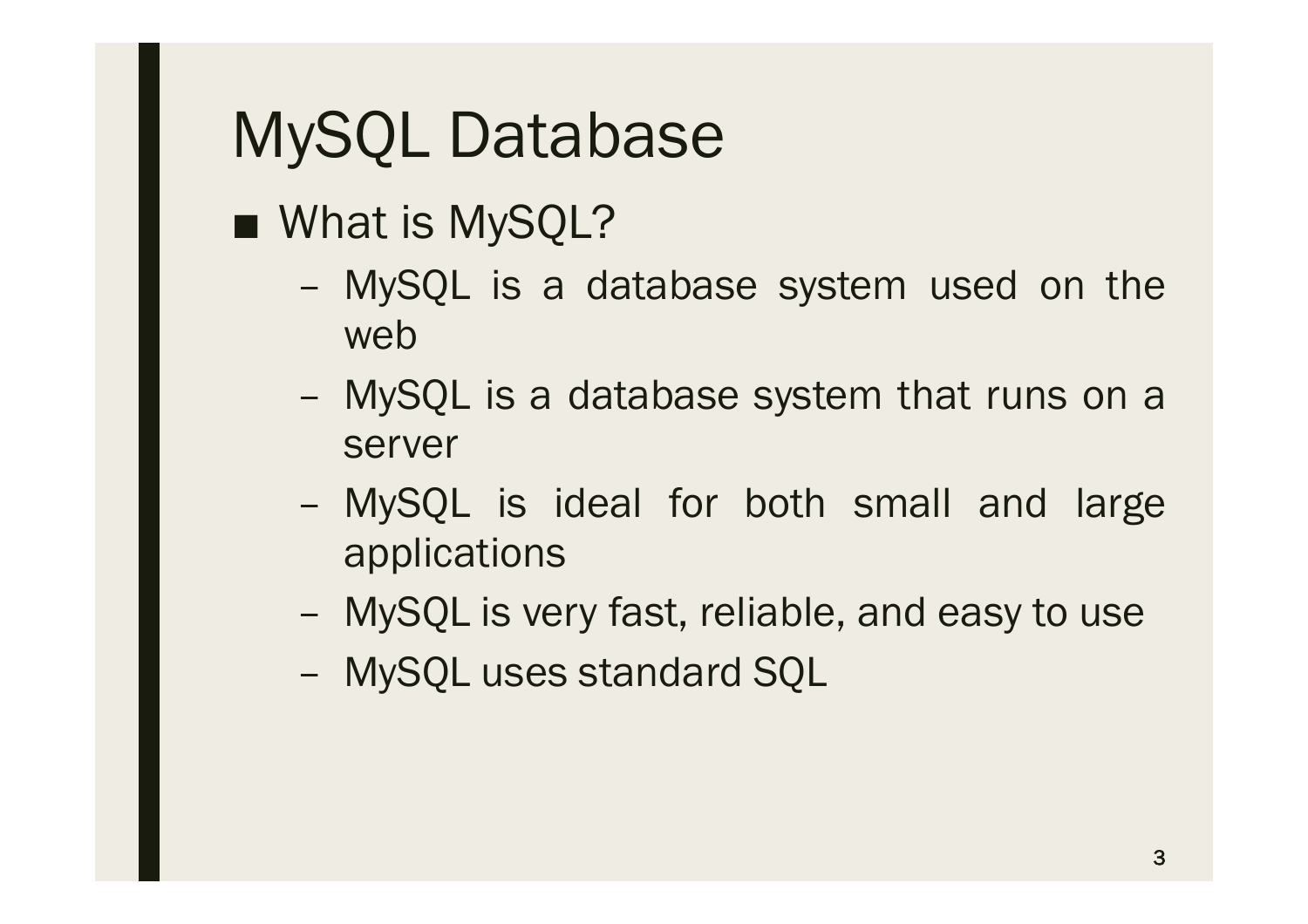# MySQL Database

- What is MySQL?
  - MySQL is a database system used on the web
  - MySQL is a database system that runs on a server
  - MySQL is ideal for both small and large applications
  - MySQL is very fast, reliable, and easy to use
  - MySQL uses standard SQL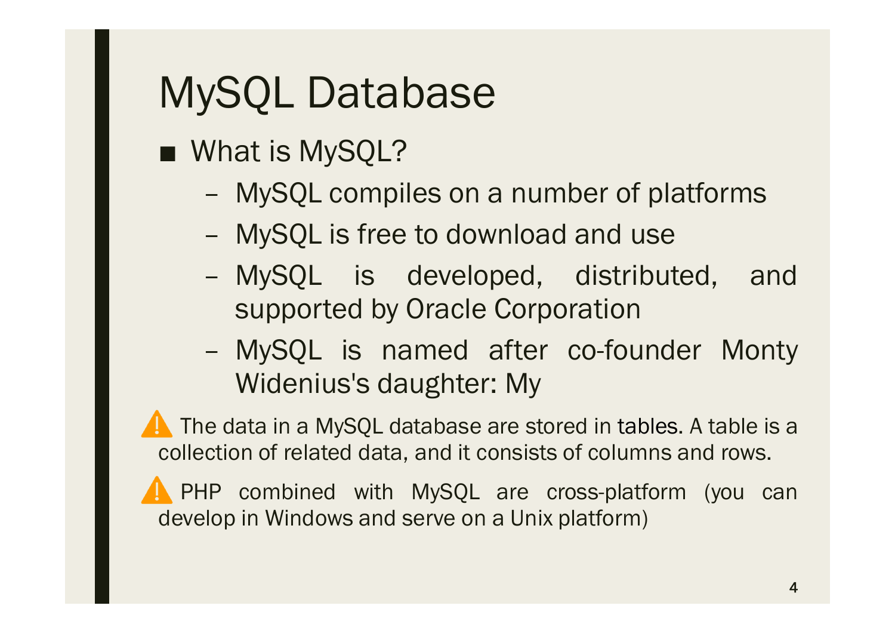# MySQL Database

- What is MySQL?
  - MySQL compiles on a number of platforms
  - MySQL is free to download and use
  - MySQL is developed, distributed, and supported by Oracle Corporation
  - MySQL is named after co-founder Monty Widenius's daughter: My

⚠️ The data in a MySQL database are stored in tables. A table is a collection of related data, and it consists of columns and rows.

⚠️ PHP combined with MySQL are cross-platform (you can develop in Windows and serve on a Unix platform)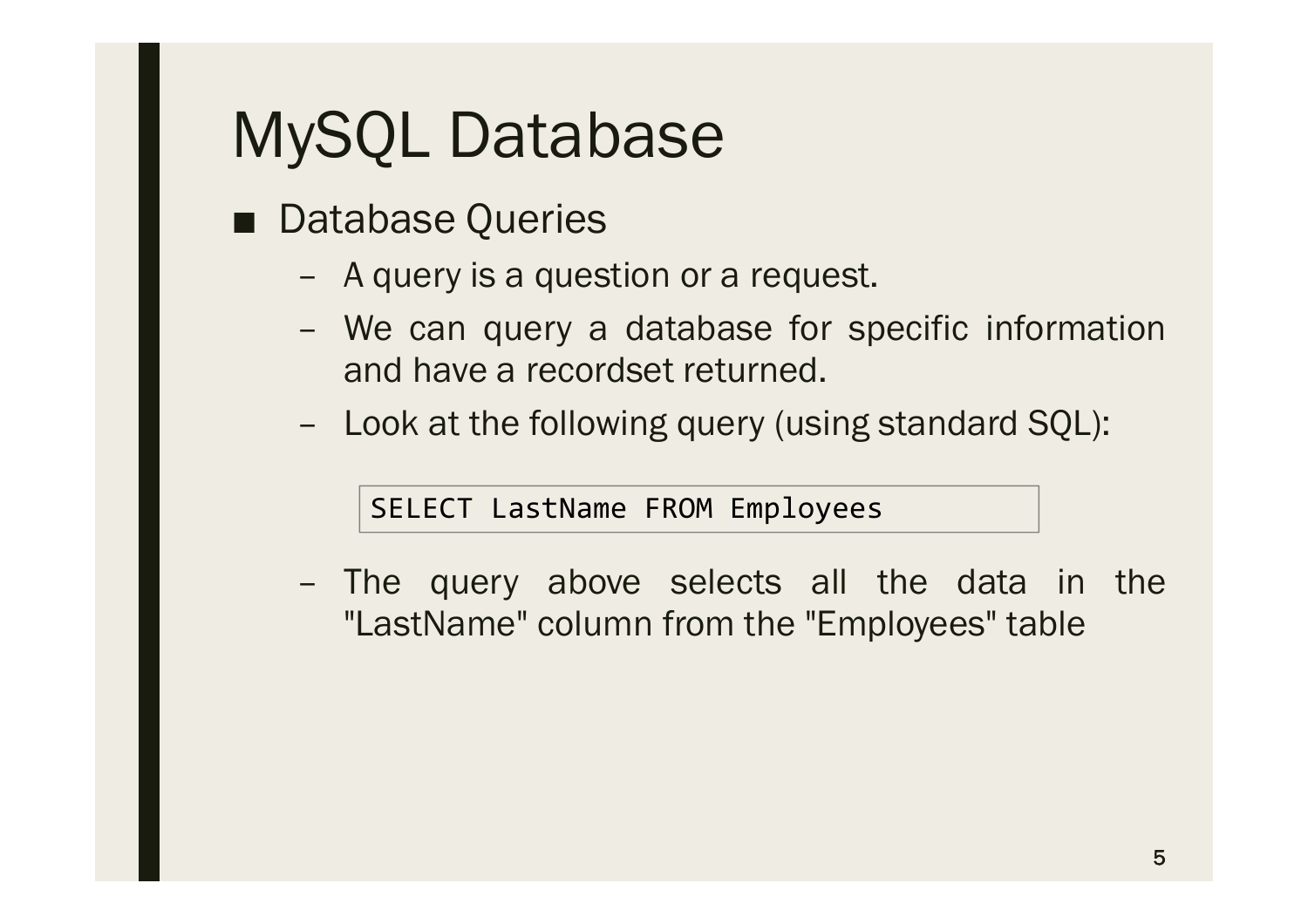# MySQL Database

- Database Queries
  - A query is a question or a request.
  - We can query a database for specific information and have a recordset returned.
  - Look at the following query (using standard SQL):

```
SELECT LastName FROM Employees
```

  - The query above selects all the data in the "LastName" column from the "Employees" table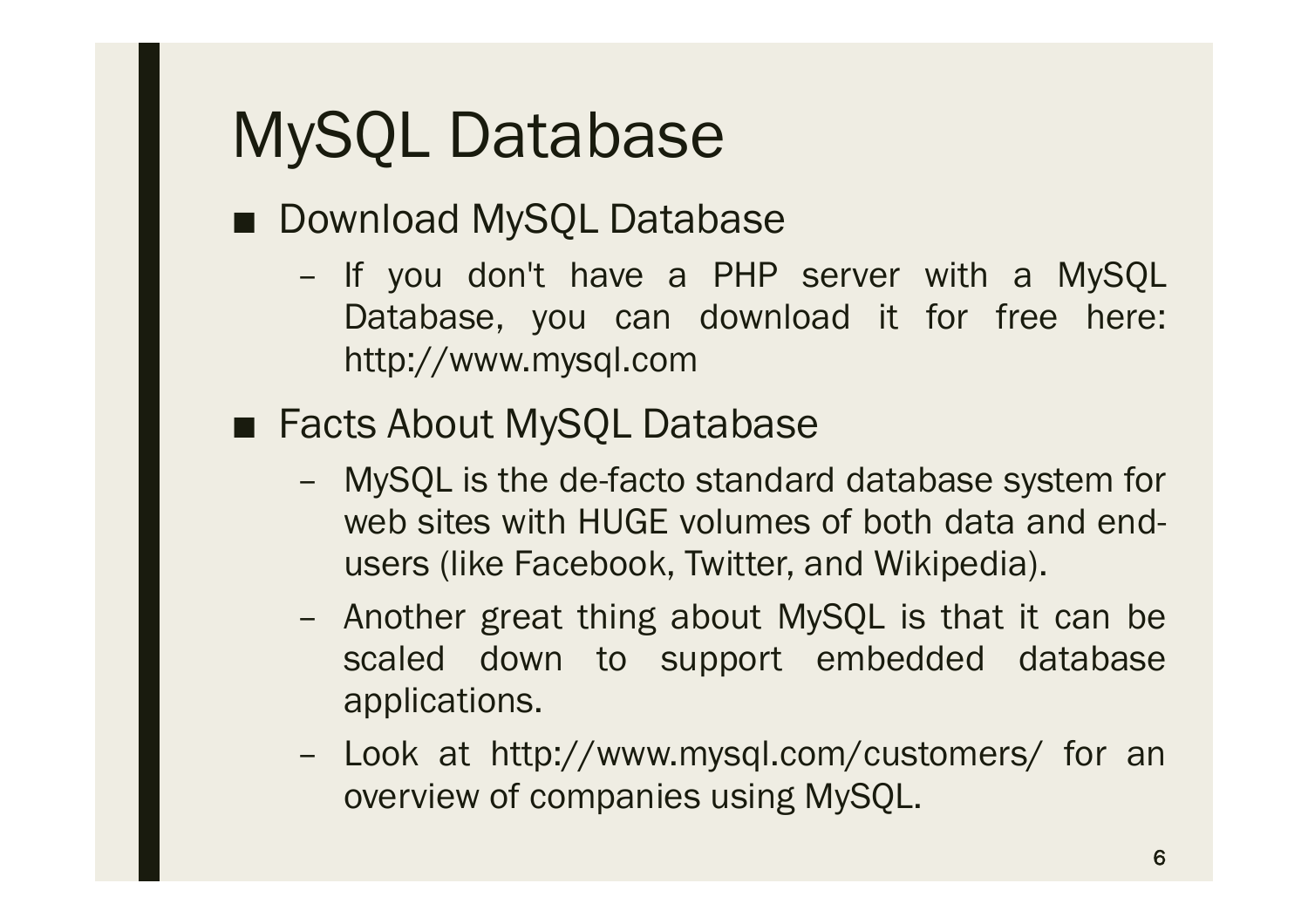# MySQL Database

- Download MySQL Database
  - If you don't have a PHP server with a MySQL Database, you can download it for free here: http://www.mysql.com
- Facts About MySQL Database
  - MySQL is the de-facto standard database system for web sites with HUGE volumes of both data and end-users (like Facebook, Twitter, and Wikipedia).
  - Another great thing about MySQL is that it can be scaled down to support embedded database applications.
  - Look at http://www.mysql.com/customers/ for an overview of companies using MySQL.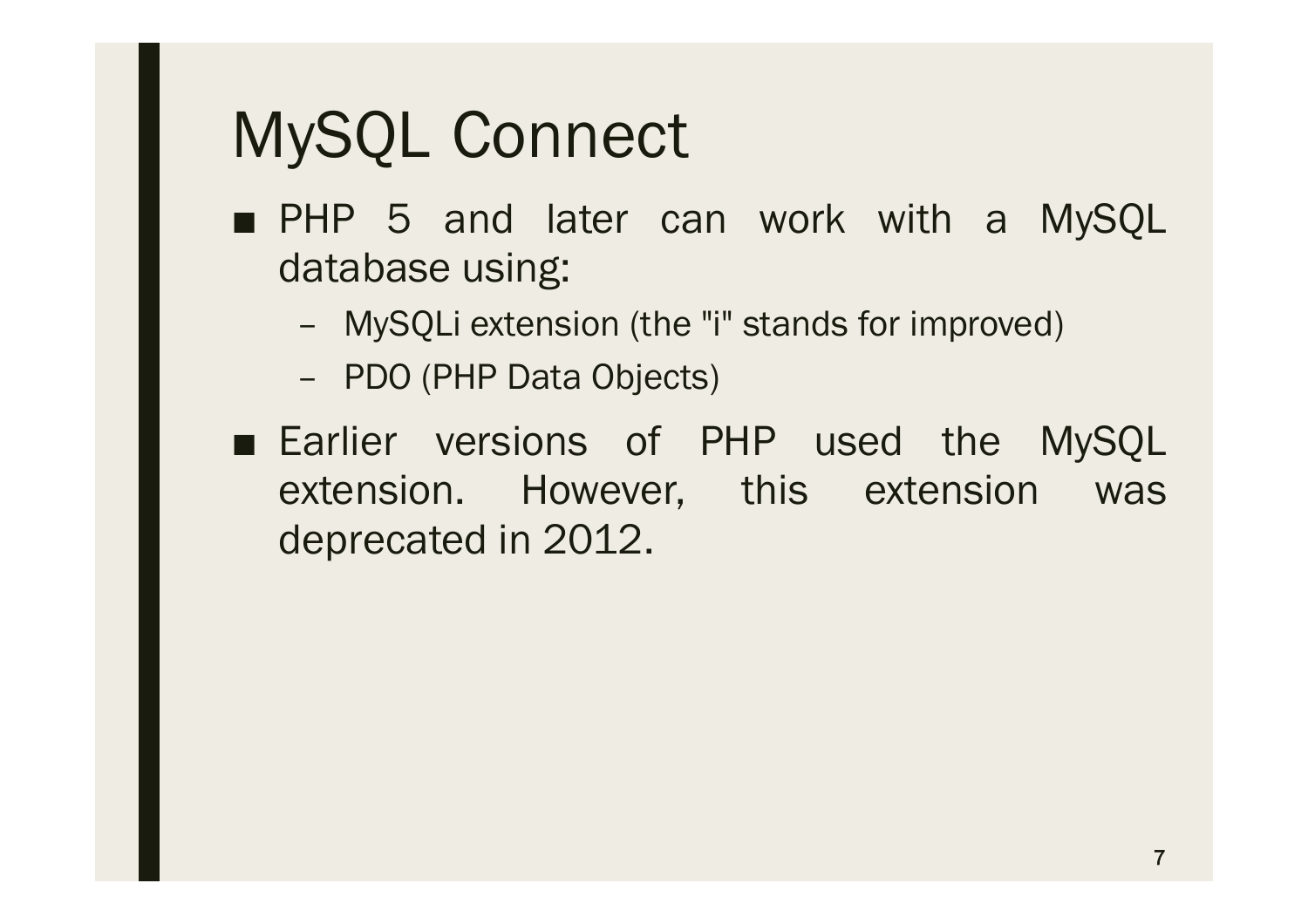# MySQL Connect

- PHP 5 and later can work with a MySQL database using:
  - MySQLi extension (the "i" stands for improved)
  - PDO (PHP Data Objects)
- Earlier versions of PHP used the MySQL extension. However, this extension was deprecated in 2012.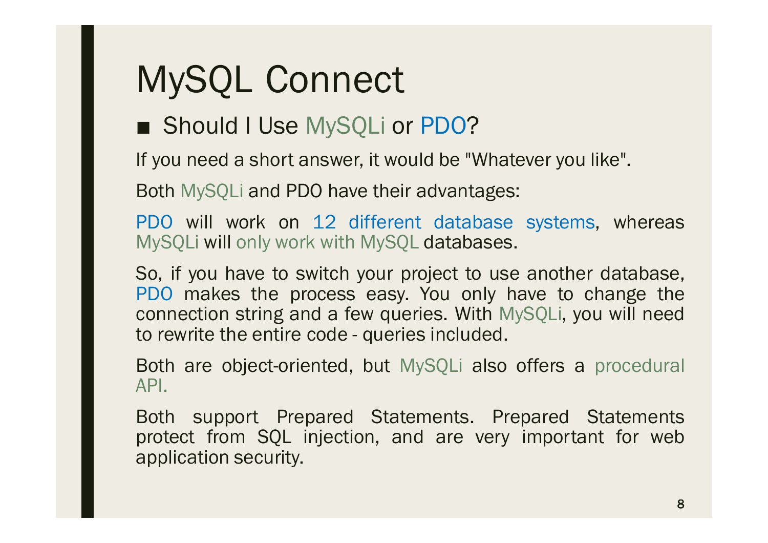# MySQL Connect

- Should I Use MySQLi or PDO?

If you need a short answer, it would be "Whatever you like".

Both MySQLi and PDO have their advantages:

PDO will work on 12 different database systems, whereas MySQLi will only work with MySQL databases.

So, if you have to switch your project to use another database, PDO makes the process easy. You only have to change the connection string and a few queries. With MySQLi, you will need to rewrite the entire code - queries included.

Both are object-oriented, but MySQLi also offers a procedural API.

Both support Prepared Statements. Prepared Statements protect from SQL injection, and are very important for web application security.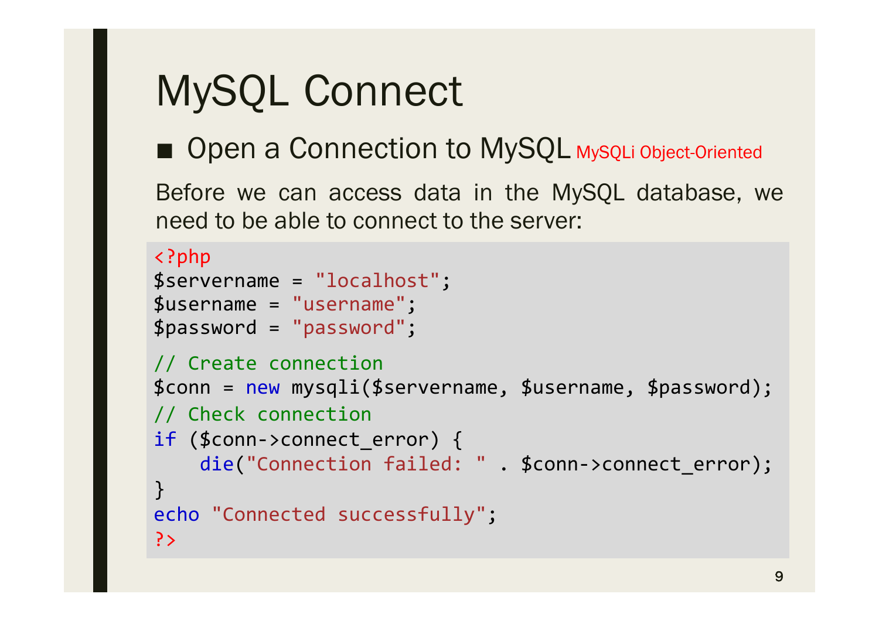# MySQL Connect

- Open a Connection to MySQL MySQLi Object-Oriented

Before we can access data in the MySQL database, we need to be able to connect to the server:

```php
<?php
$servername = "localhost";
$username = "username";
$password = "password";

// Create connection
$conn = new mysqli($servername, $username, $password);
// Check connection
if ($conn->connect_error) {
    die("Connection failed: " . $conn->connect_error);
}
echo "Connected successfully";
?>
```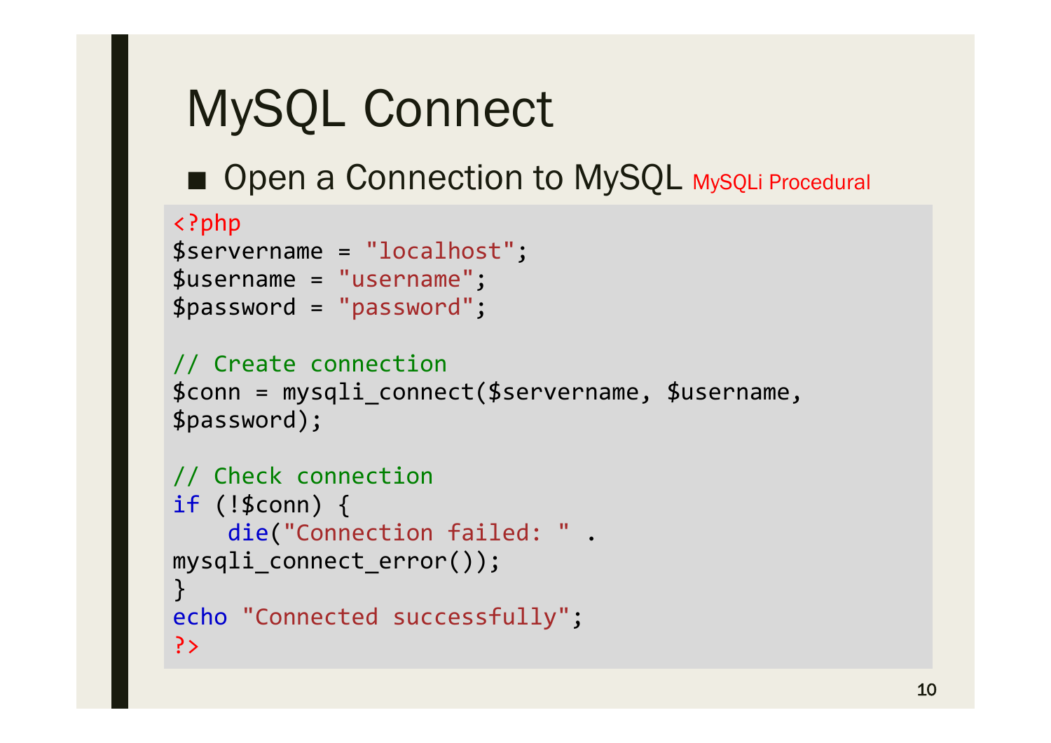# MySQL Connect

- Open a Connection to MySQL MySQLi Procedural

```php
<?php
$servername = "localhost";
$username = "username";
$password = "password";

// Create connection
$conn = mysqli_connect($servername, $username,
$password);

// Check connection
if (!$conn) {
    die("Connection failed: " .
mysqli_connect_error());
}
echo "Connected successfully";
?>
```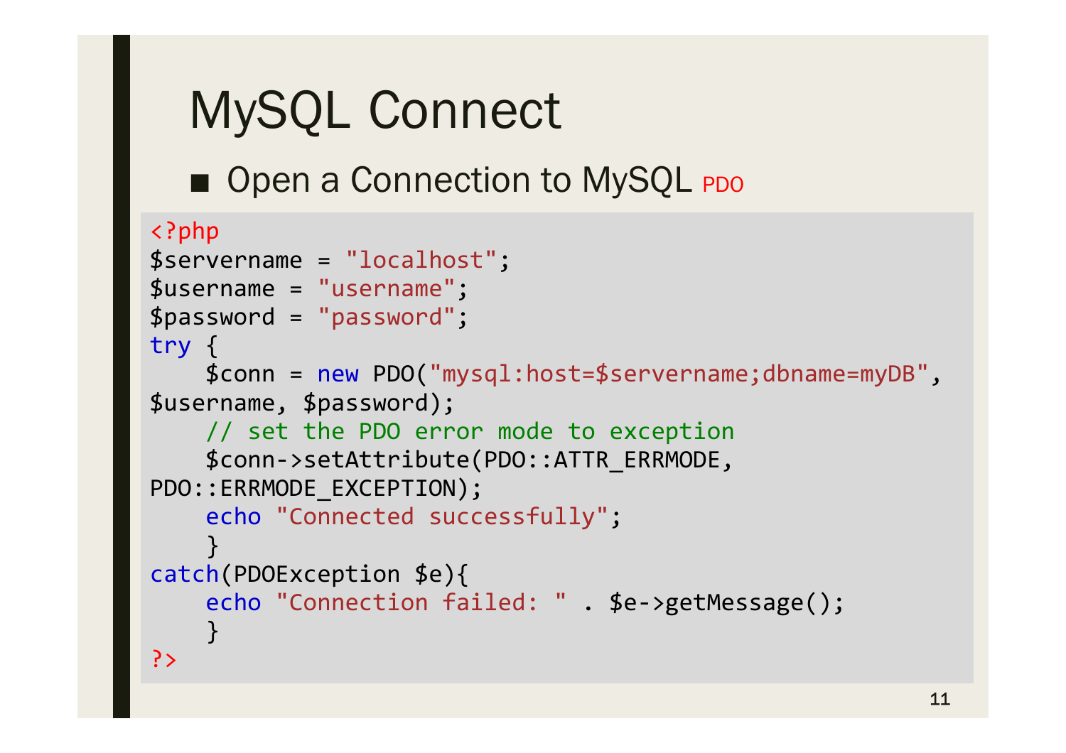# MySQL Connect

- Open a Connection to MySQL PDO

```php
<?php
$servername = "localhost";
$username = "username";
$password = "password";
try {
    $conn = new PDO("mysql:host=$servername;dbname=myDB",
$username, $password);
    // set the PDO error mode to exception
    $conn->setAttribute(PDO::ATTR_ERRMODE,
PDO::ERRMODE_EXCEPTION);
    echo "Connected successfully";
    }
catch(PDOException $e){
    echo "Connection failed: " . $e->getMessage();
    }
?>
```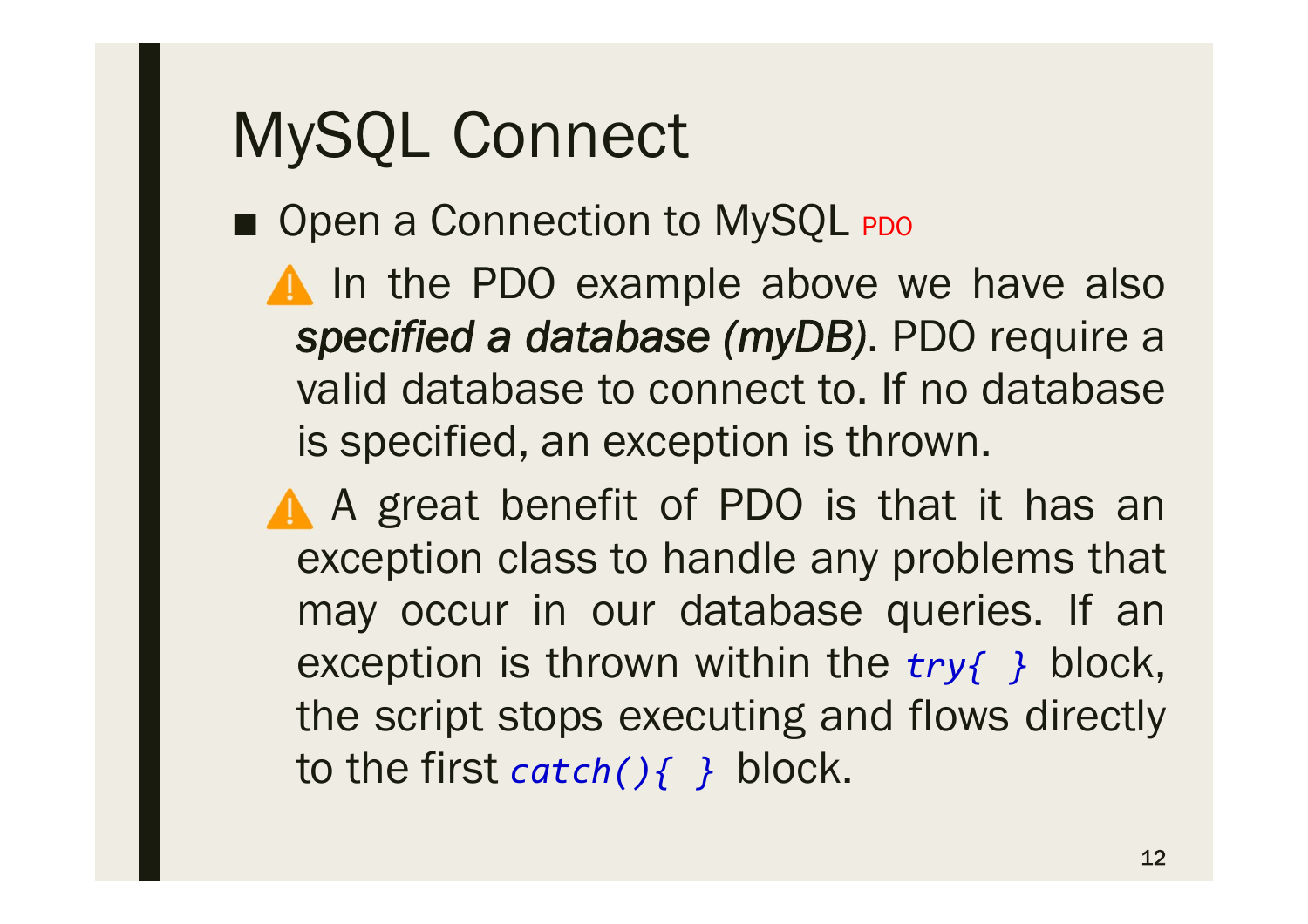# MySQL Connect

- Open a Connection to MySQL PDO
  - ⚠️ In the PDO example above we have also ***specified a database (myDB)***. PDO require a valid database to connect to. If no database is specified, an exception is thrown.
  - ⚠️ A great benefit of PDO is that it has an exception class to handle any problems that may occur in our database queries. If an exception is thrown within the *`try{ }`* block, the script stops executing and flows directly to the first *`catch(){ }`* block.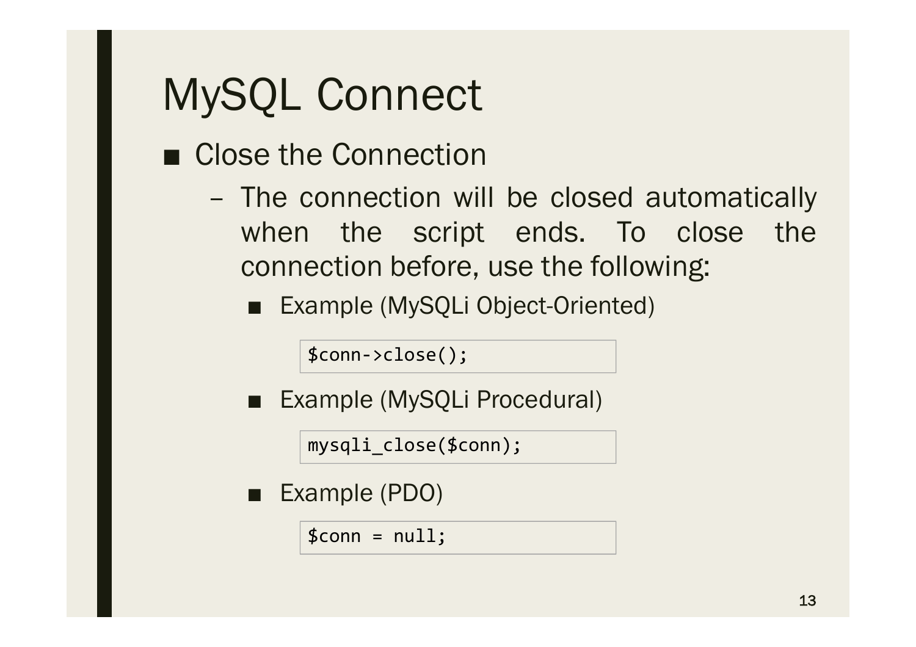# MySQL Connect

- Close the Connection
  - The connection will be closed automatically when the script ends. To close the connection before, use the following:
    - Example (MySQLi Object-Oriented)

```
$conn->close();
```

    - Example (MySQLi Procedural)

```
mysqli_close($conn);
```

    - Example (PDO)

```
$conn = null;
```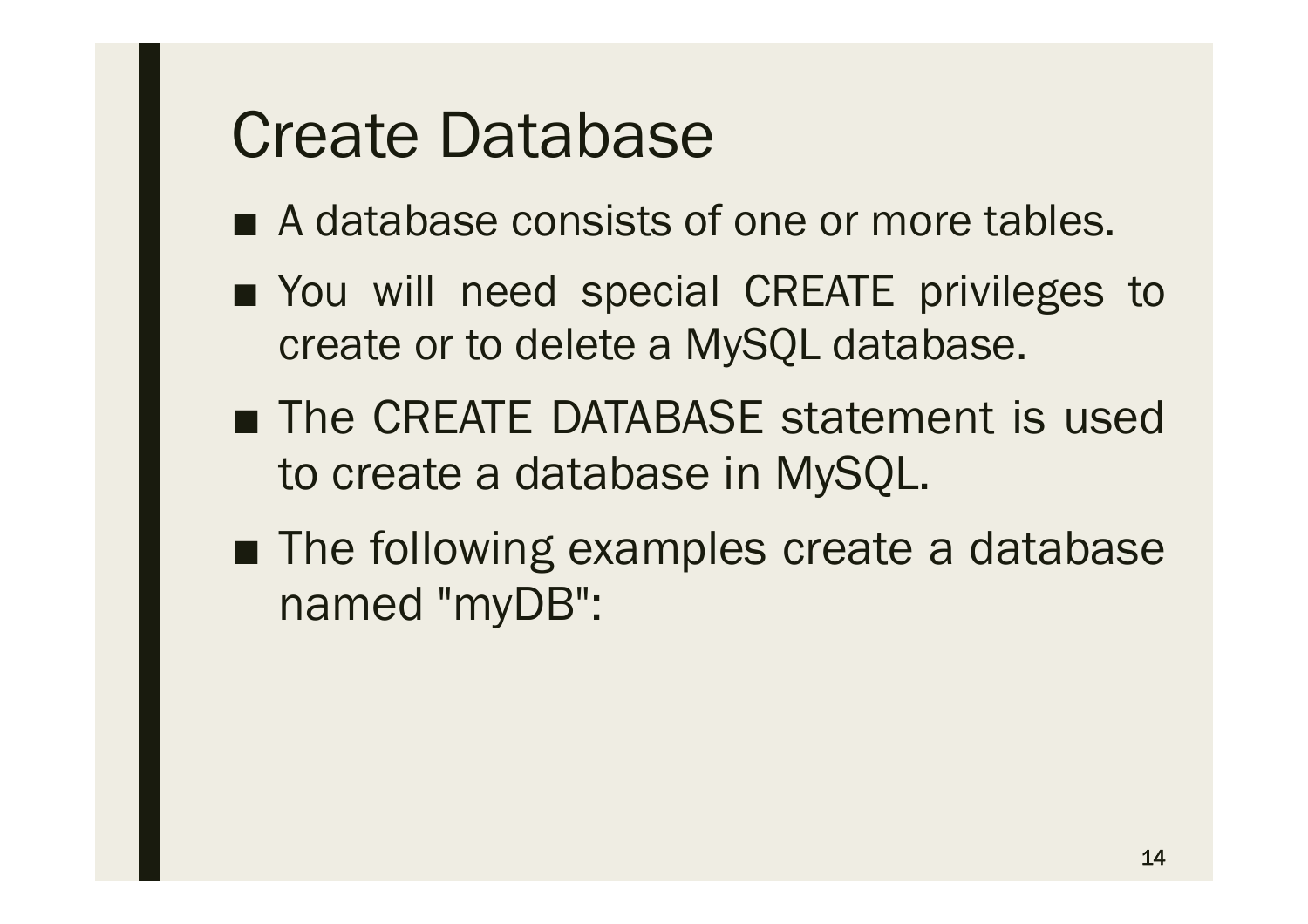# Create Database

- A database consists of one or more tables.
- You will need special CREATE privileges to create or to delete a MySQL database.
- The CREATE DATABASE statement is used to create a database in MySQL.
- The following examples create a database named "myDB":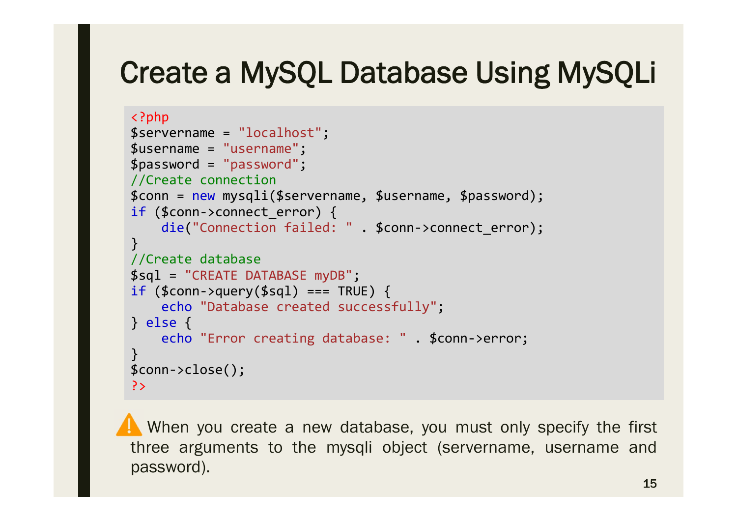# Create a MySQL Database Using MySQLi

```php
<?php
$servername = "localhost";
$username = "username";
$password = "password";
//Create connection
$conn = new mysqli($servername, $username, $password);
if ($conn->connect_error) {
    die("Connection failed: " . $conn->connect_error);
}
//Create database
$sql = "CREATE DATABASE myDB";
if ($conn->query($sql) === TRUE) {
    echo "Database created successfully";
} else {
    echo "Error creating database: " . $conn->error;
}
$conn->close();
?>
```

⚠ When you create a new database, you must only specify the first three arguments to the mysqli object (servername, username and password).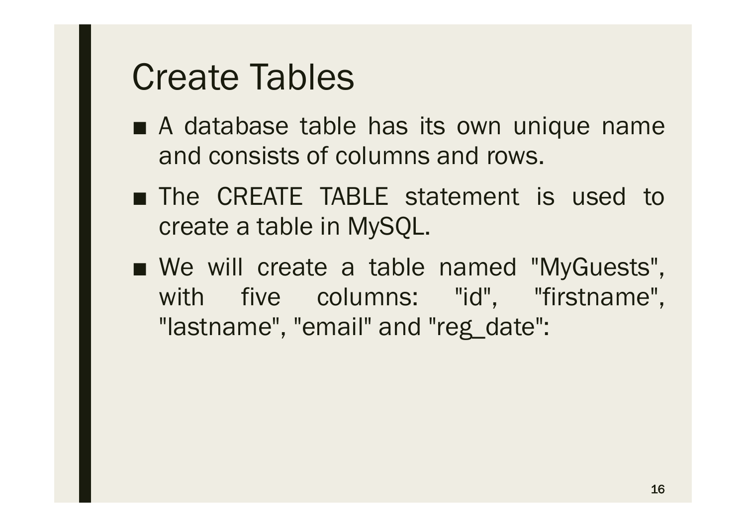# Create Tables

- A database table has its own unique name and consists of columns and rows.
- The CREATE TABLE statement is used to create a table in MySQL.
- We will create a table named "MyGuests", with five columns: "id", "firstname", "lastname", "email" and "reg_date":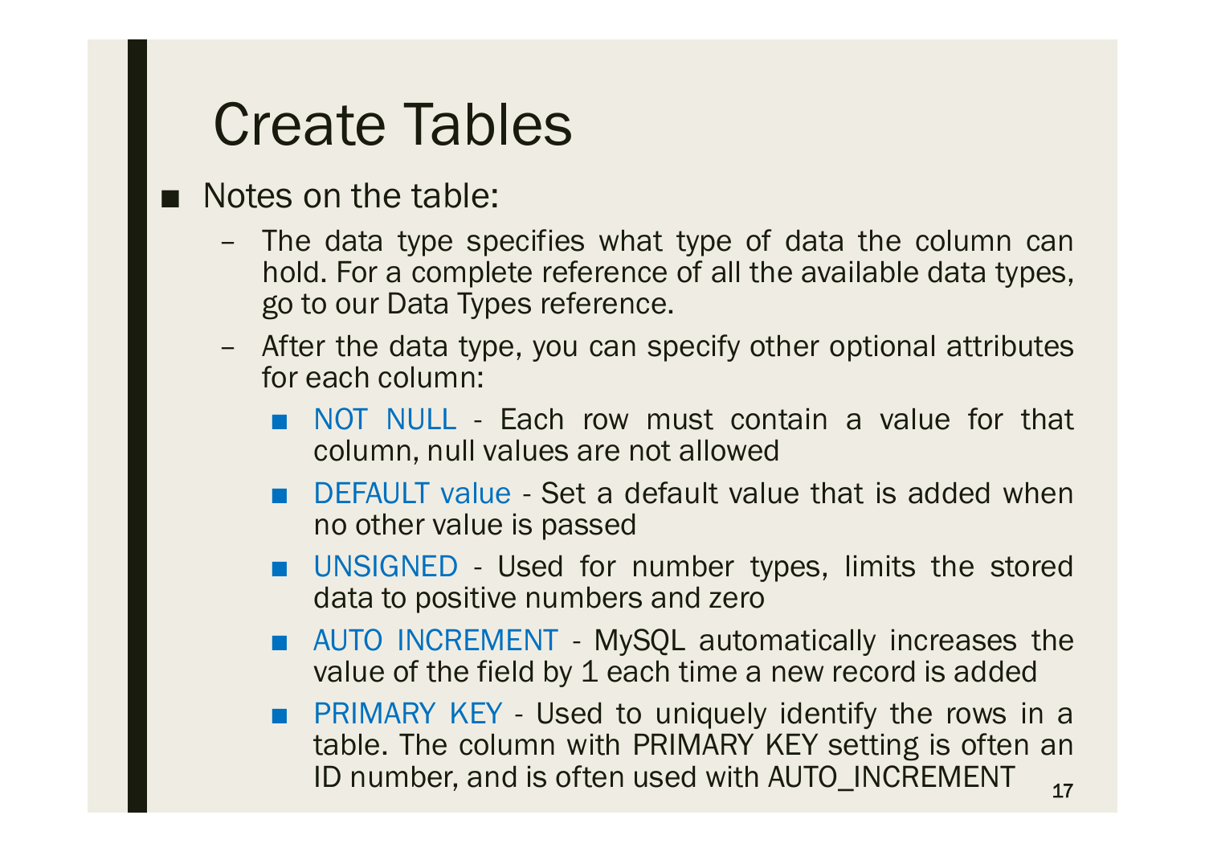# Create Tables

- Notes on the table:
  - The data type specifies what type of data the column can hold. For a complete reference of all the available data types, go to our Data Types reference.
  - After the data type, you can specify other optional attributes for each column:
    - NOT NULL - Each row must contain a value for that column, null values are not allowed
    - DEFAULT value - Set a default value that is added when no other value is passed
    - UNSIGNED - Used for number types, limits the stored data to positive numbers and zero
    - AUTO INCREMENT - MySQL automatically increases the value of the field by 1 each time a new record is added
    - PRIMARY KEY - Used to uniquely identify the rows in a table. The column with PRIMARY KEY setting is often an ID number, and is often used with AUTO_INCREMENT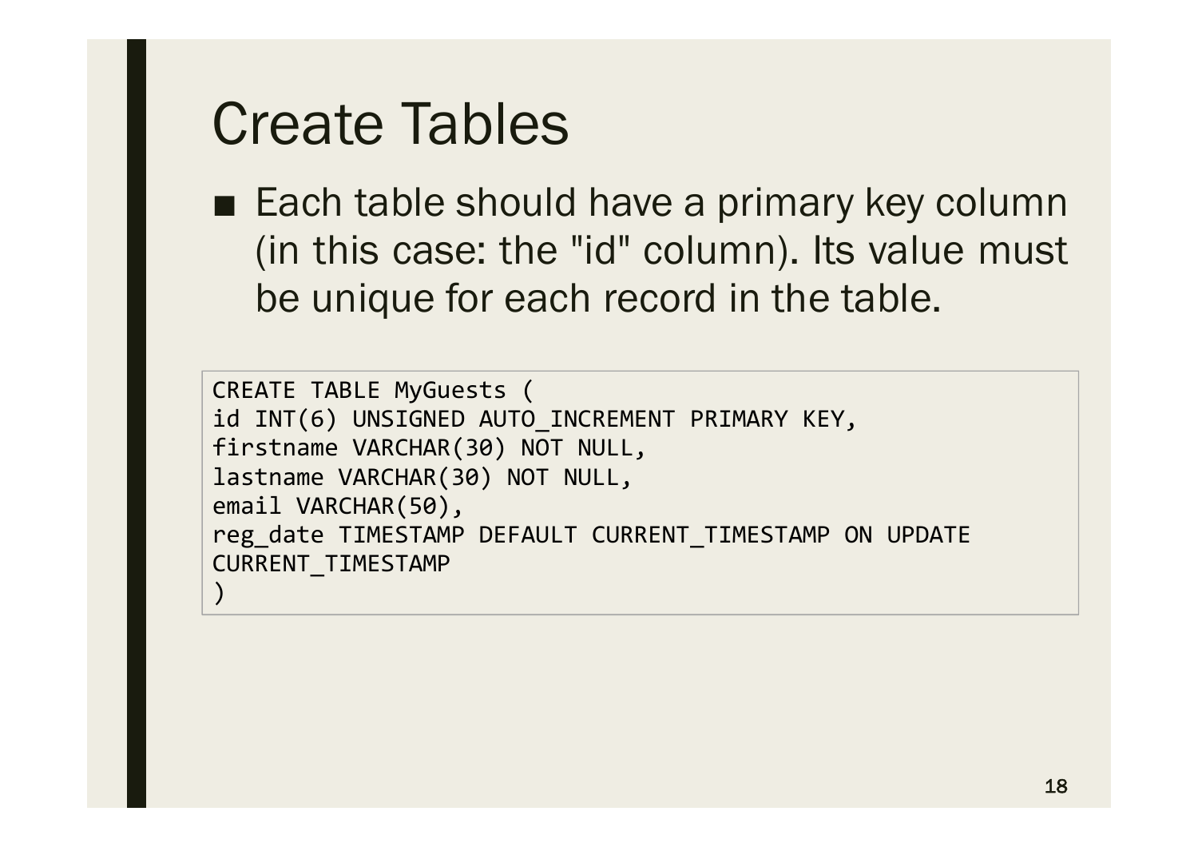# Create Tables

- Each table should have a primary key column (in this case: the "id" column). Its value must be unique for each record in the table.

```
CREATE TABLE MyGuests (
id INT(6) UNSIGNED AUTO_INCREMENT PRIMARY KEY,
firstname VARCHAR(30) NOT NULL,
lastname VARCHAR(30) NOT NULL,
email VARCHAR(50),
reg_date TIMESTAMP DEFAULT CURRENT_TIMESTAMP ON UPDATE
CURRENT_TIMESTAMP
)
```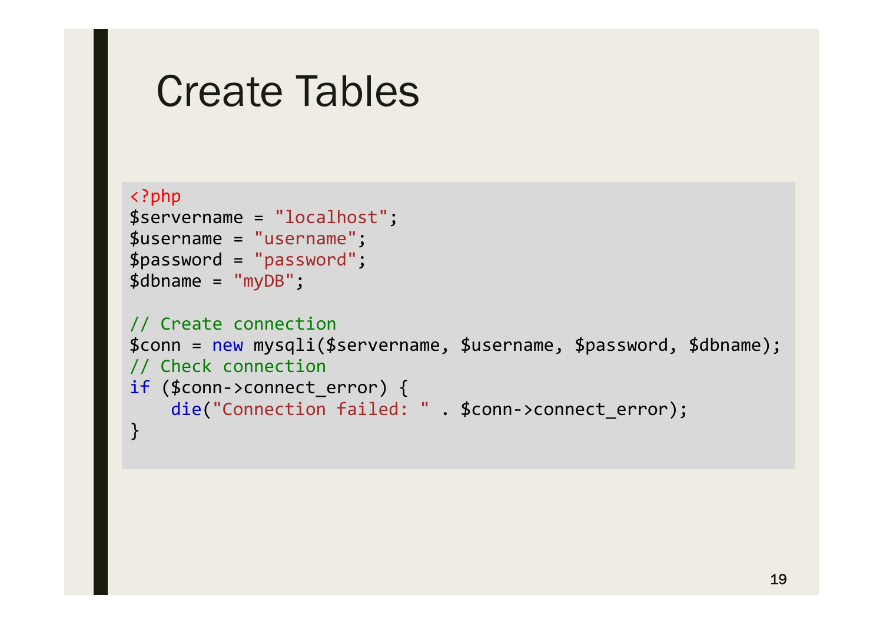# Create Tables

```php
<?php
$servername = "localhost";
$username = "username";
$password = "password";
$dbname = "myDB";

// Create connection
$conn = new mysqli($servername, $username, $password, $dbname);
// Check connection
if ($conn->connect_error) {
    die("Connection failed: " . $conn->connect_error);
}
```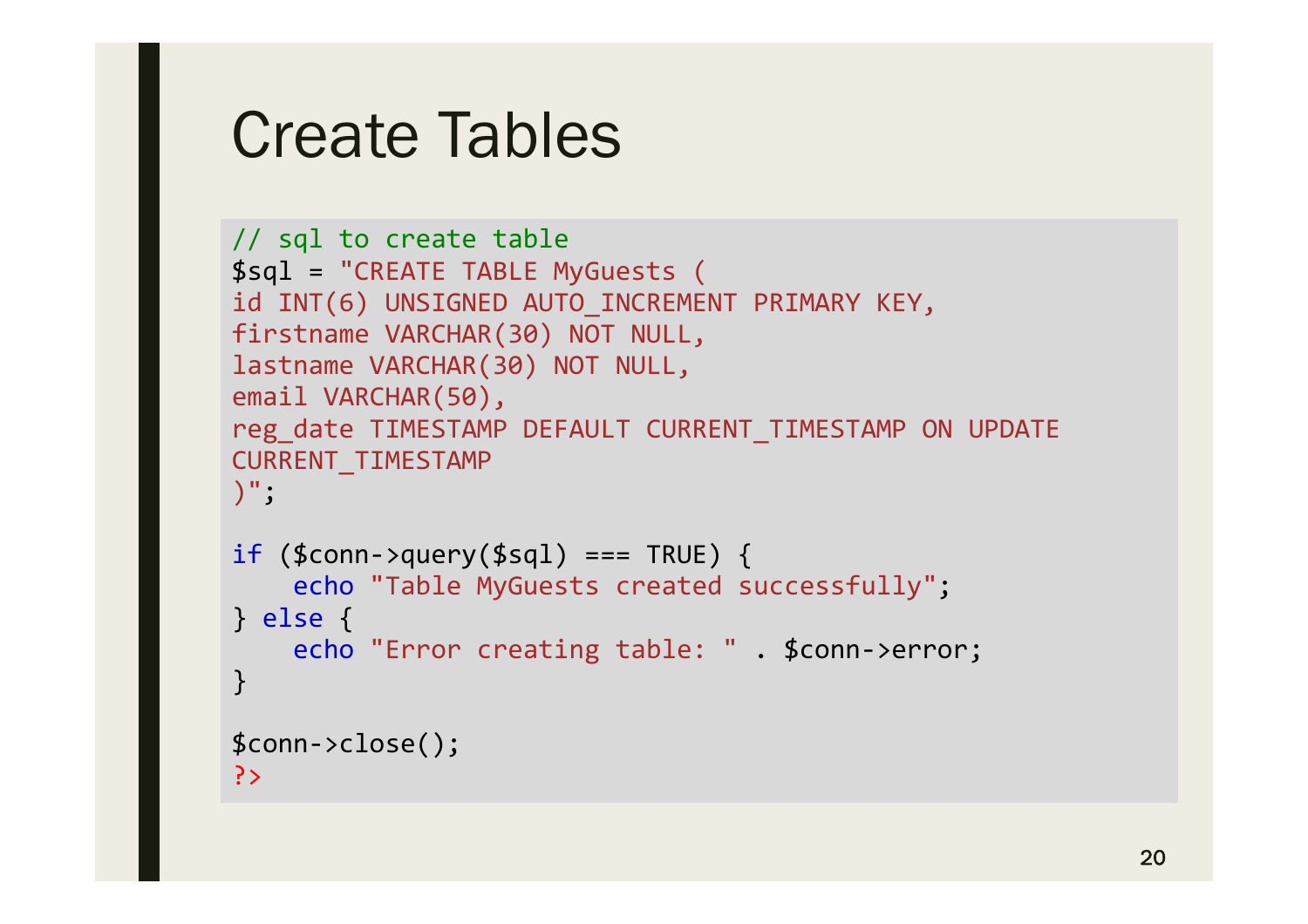# Create Tables

```
// sql to create table
$sql = "CREATE TABLE MyGuests (
id INT(6) UNSIGNED AUTO_INCREMENT PRIMARY KEY,
firstname VARCHAR(30) NOT NULL,
lastname VARCHAR(30) NOT NULL,
email VARCHAR(50),
reg_date TIMESTAMP DEFAULT CURRENT_TIMESTAMP ON UPDATE
CURRENT_TIMESTAMP
)";

if ($conn->query($sql) === TRUE) {
    echo "Table MyGuests created successfully";
} else {
    echo "Error creating table: " . $conn->error;
}

$conn->close();
?>
```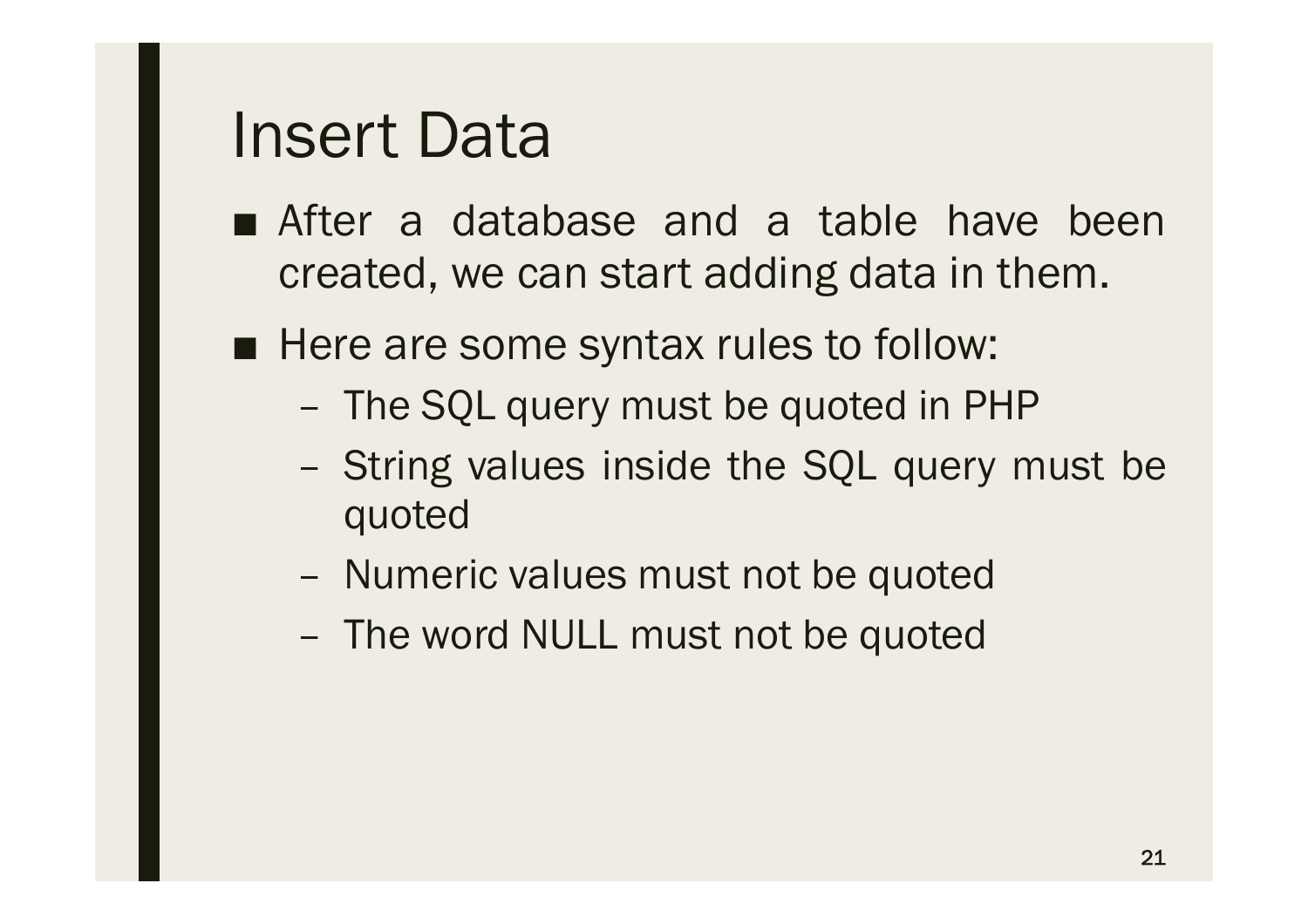# Insert Data

- After a database and a table have been created, we can start adding data in them.
- Here are some syntax rules to follow:
  - The SQL query must be quoted in PHP
  - String values inside the SQL query must be quoted
  - Numeric values must not be quoted
  - The word NULL must not be quoted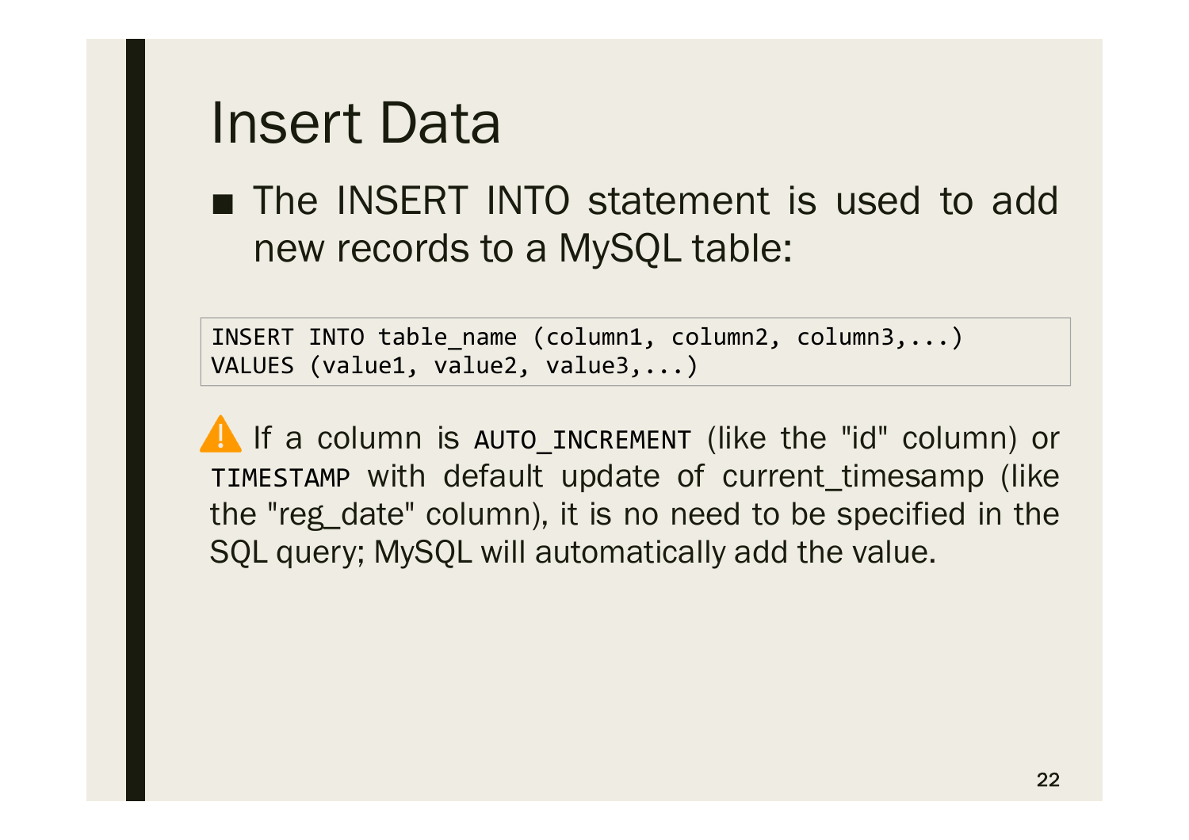# Insert Data

- The INSERT INTO statement is used to add new records to a MySQL table:

```
INSERT INTO table_name (column1, column2, column3,...)
VALUES (value1, value2, value3,...)
```

⚠️ If a column is `AUTO_INCREMENT` (like the "id" column) or `TIMESTAMP` with default update of current_timesamp (like the "reg_date" column), it is no need to be specified in the SQL query; MySQL will automatically add the value.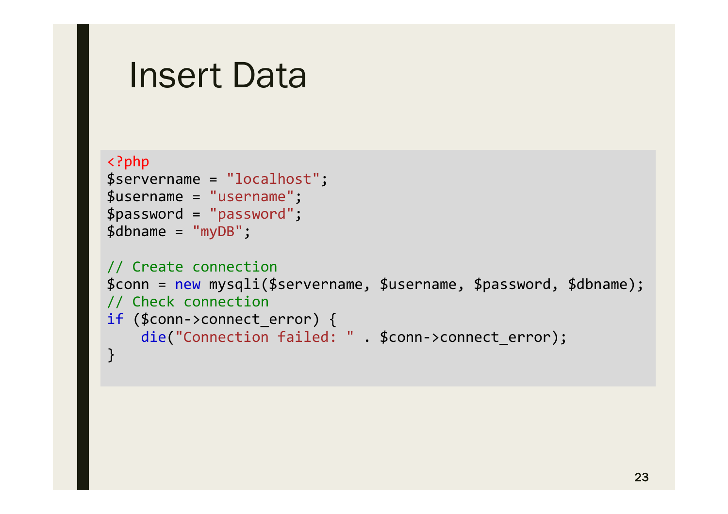# Insert Data

```php
<?php
$servername = "localhost";
$username = "username";
$password = "password";
$dbname = "myDB";

// Create connection
$conn = new mysqli($servername, $username, $password, $dbname);
// Check connection
if ($conn->connect_error) {
    die("Connection failed: " . $conn->connect_error);
}
```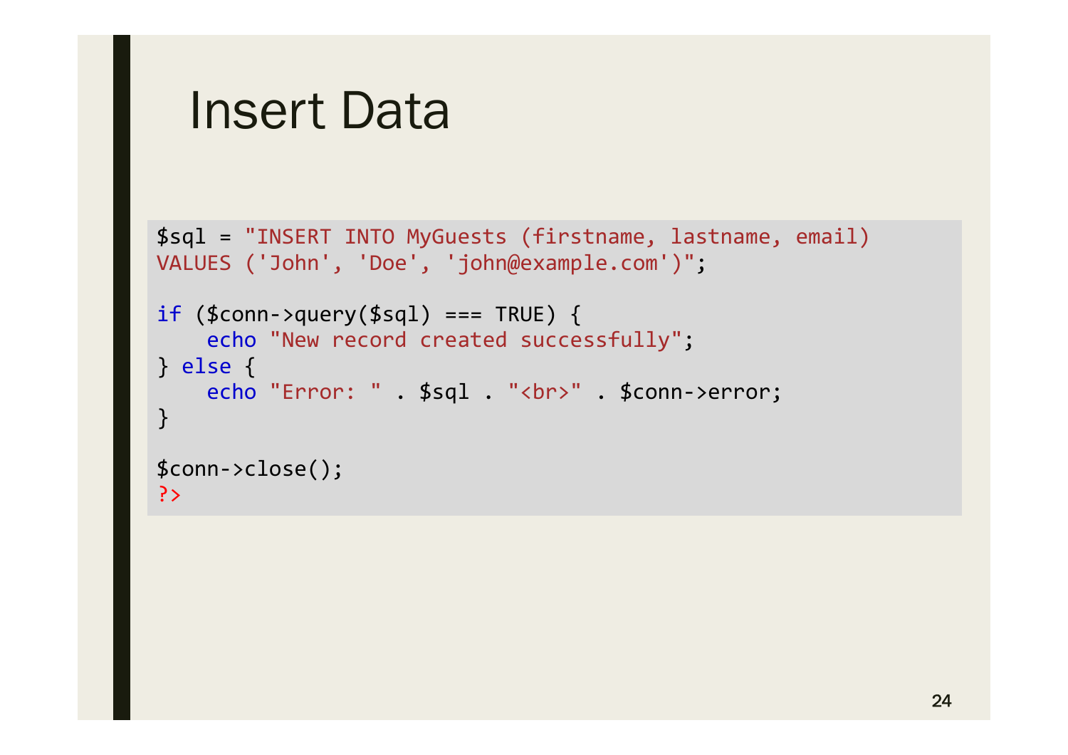# Insert Data

```
$sql = "INSERT INTO MyGuests (firstname, lastname, email)
VALUES ('John', 'Doe', 'john@example.com')";

if ($conn->query($sql) === TRUE) {
    echo "New record created successfully";
} else {
    echo "Error: " . $sql . "<br>" . $conn->error;
}

$conn->close();
?>
```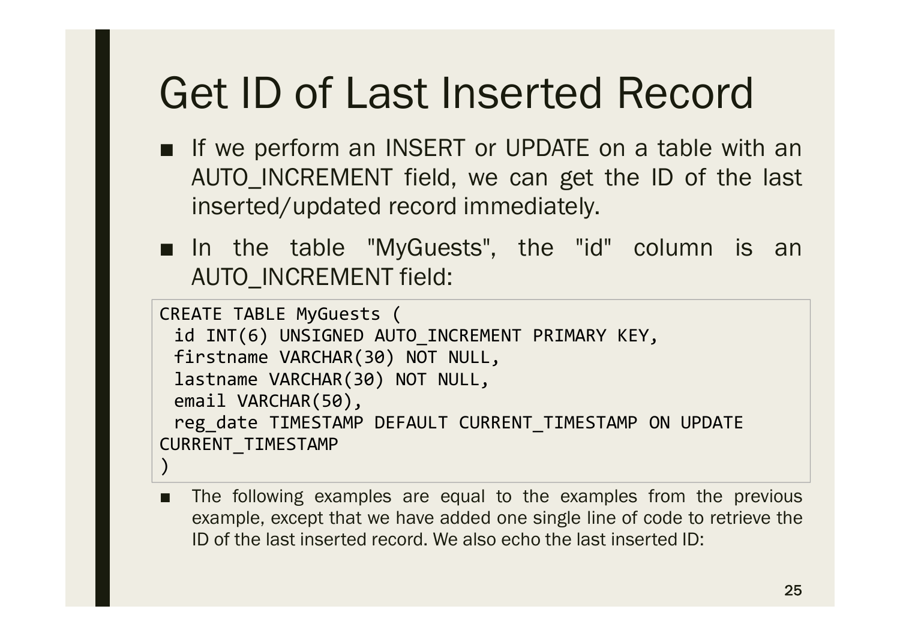# Get ID of Last Inserted Record

- If we perform an INSERT or UPDATE on a table with an AUTO_INCREMENT field, we can get the ID of the last inserted/updated record immediately.
- In the table "MyGuests", the "id" column is an AUTO_INCREMENT field:

```
CREATE TABLE MyGuests (
 id INT(6) UNSIGNED AUTO_INCREMENT PRIMARY KEY,
 firstname VARCHAR(30) NOT NULL,
 lastname VARCHAR(30) NOT NULL,
 email VARCHAR(50),
 reg_date TIMESTAMP DEFAULT CURRENT_TIMESTAMP ON UPDATE
CURRENT_TIMESTAMP
)
```

- The following examples are equal to the examples from the previous example, except that we have added one single line of code to retrieve the ID of the last inserted record. We also echo the last inserted ID: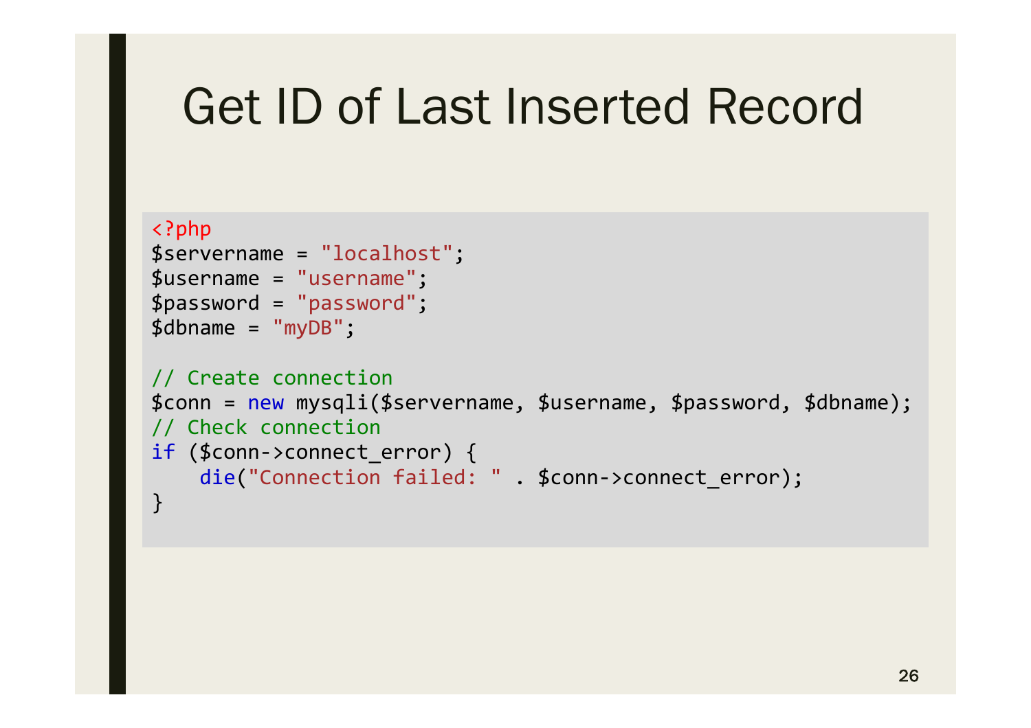# Get ID of Last Inserted Record

```
<?php
$servername = "localhost";
$username = "username";
$password = "password";
$dbname = "myDB";

// Create connection
$conn = new mysqli($servername, $username, $password, $dbname);
// Check connection
if ($conn->connect_error) {
    die("Connection failed: " . $conn->connect_error);
}
```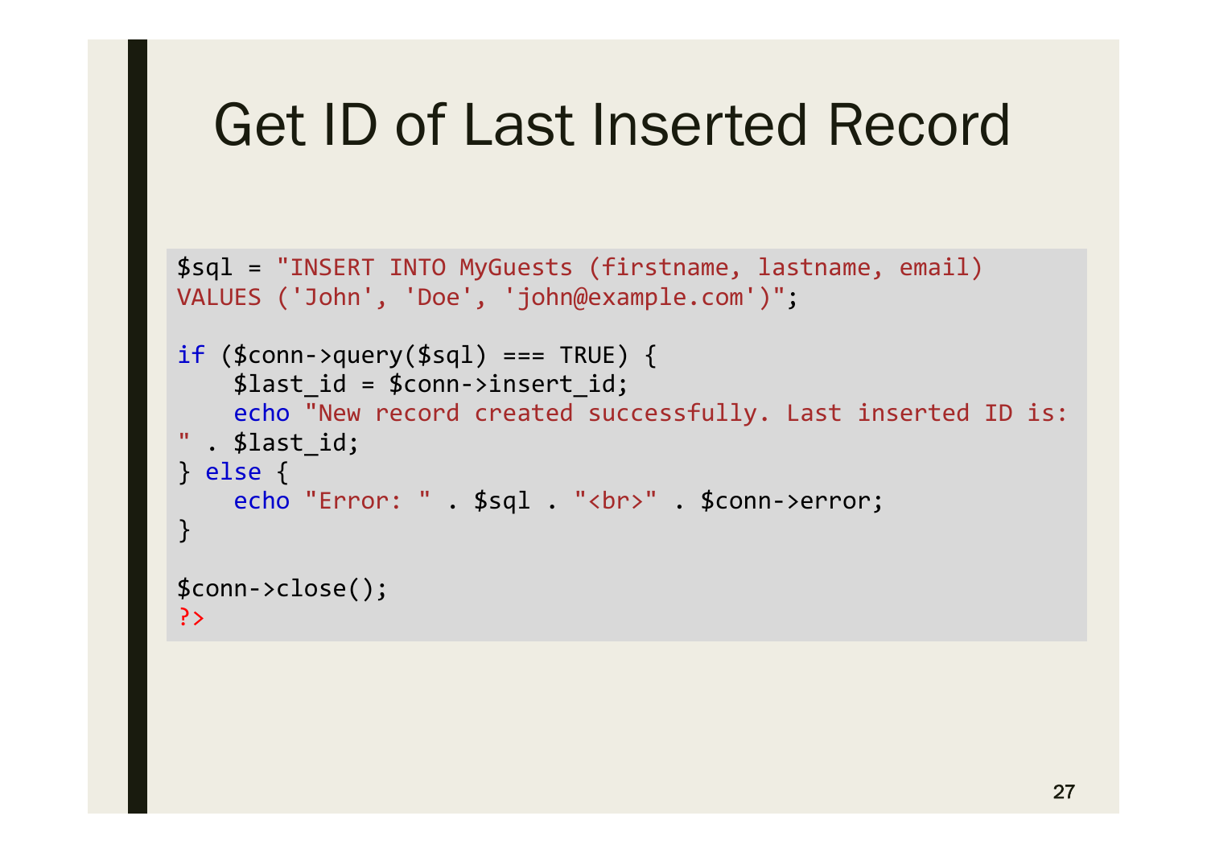# Get ID of Last Inserted Record

```
$sql = "INSERT INTO MyGuests (firstname, lastname, email)
VALUES ('John', 'Doe', 'john@example.com')";

if ($conn->query($sql) === TRUE) {
    $last_id = $conn->insert_id;
    echo "New record created successfully. Last inserted ID is:
" . $last_id;
} else {
    echo "Error: " . $sql . "<br>" . $conn->error;
}

$conn->close();
?>
```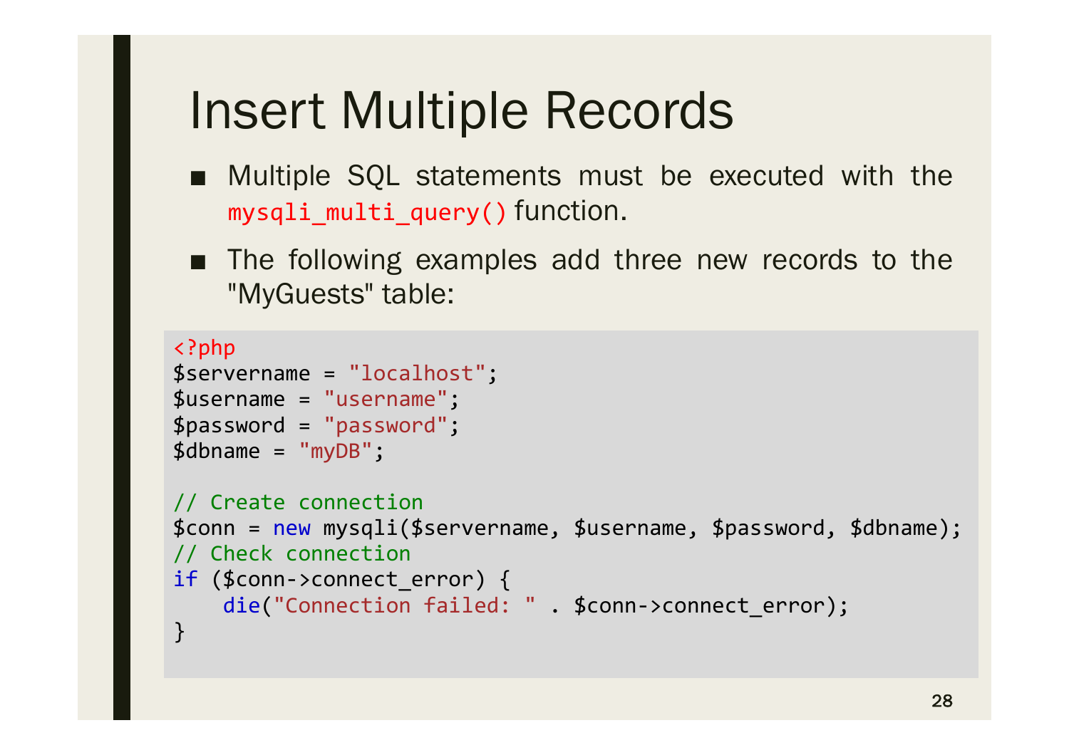# Insert Multiple Records

- Multiple SQL statements must be executed with the `mysqli_multi_query()` function.
- The following examples add three new records to the "MyGuests" table:

```
<?php
$servername = "localhost";
$username = "username";
$password = "password";
$dbname = "myDB";

// Create connection
$conn = new mysqli($servername, $username, $password, $dbname);
// Check connection
if ($conn->connect_error) {
    die("Connection failed: " . $conn->connect_error);
}
```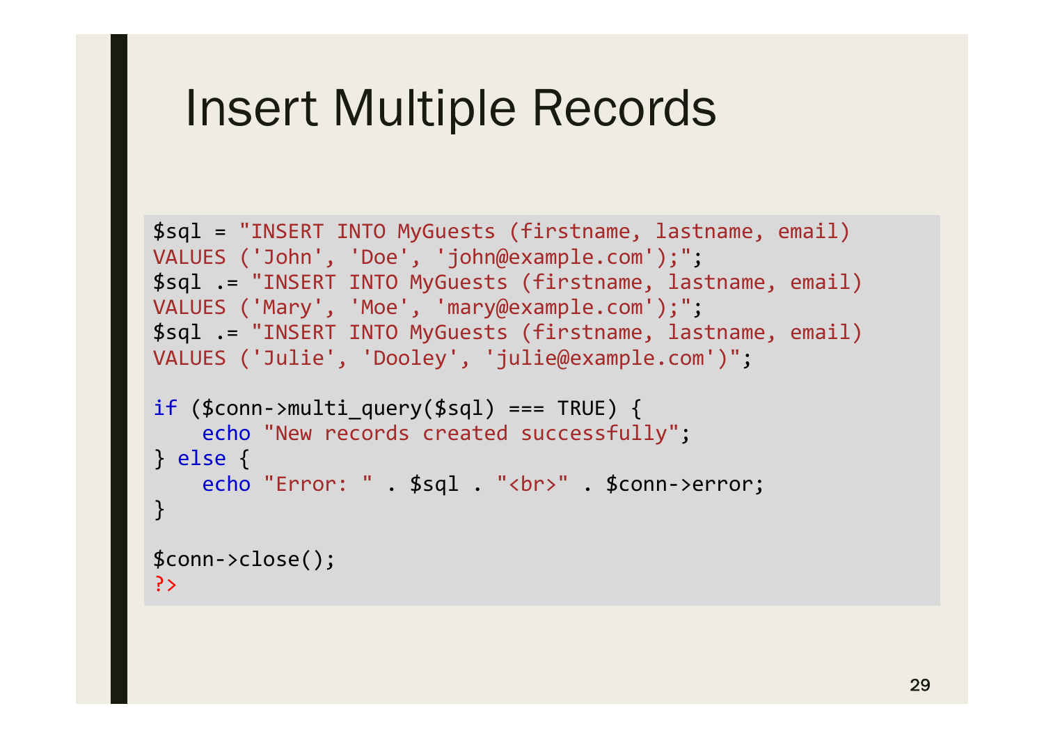# Insert Multiple Records

```
$sql = "INSERT INTO MyGuests (firstname, lastname, email)
VALUES ('John', 'Doe', 'john@example.com');";
$sql .= "INSERT INTO MyGuests (firstname, lastname, email)
VALUES ('Mary', 'Moe', 'mary@example.com');";
$sql .= "INSERT INTO MyGuests (firstname, lastname, email)
VALUES ('Julie', 'Dooley', 'julie@example.com')";

if ($conn->multi_query($sql) === TRUE) {
    echo "New records created successfully";
} else {
    echo "Error: " . $sql . "<br>" . $conn->error;
}

$conn->close();
?>
```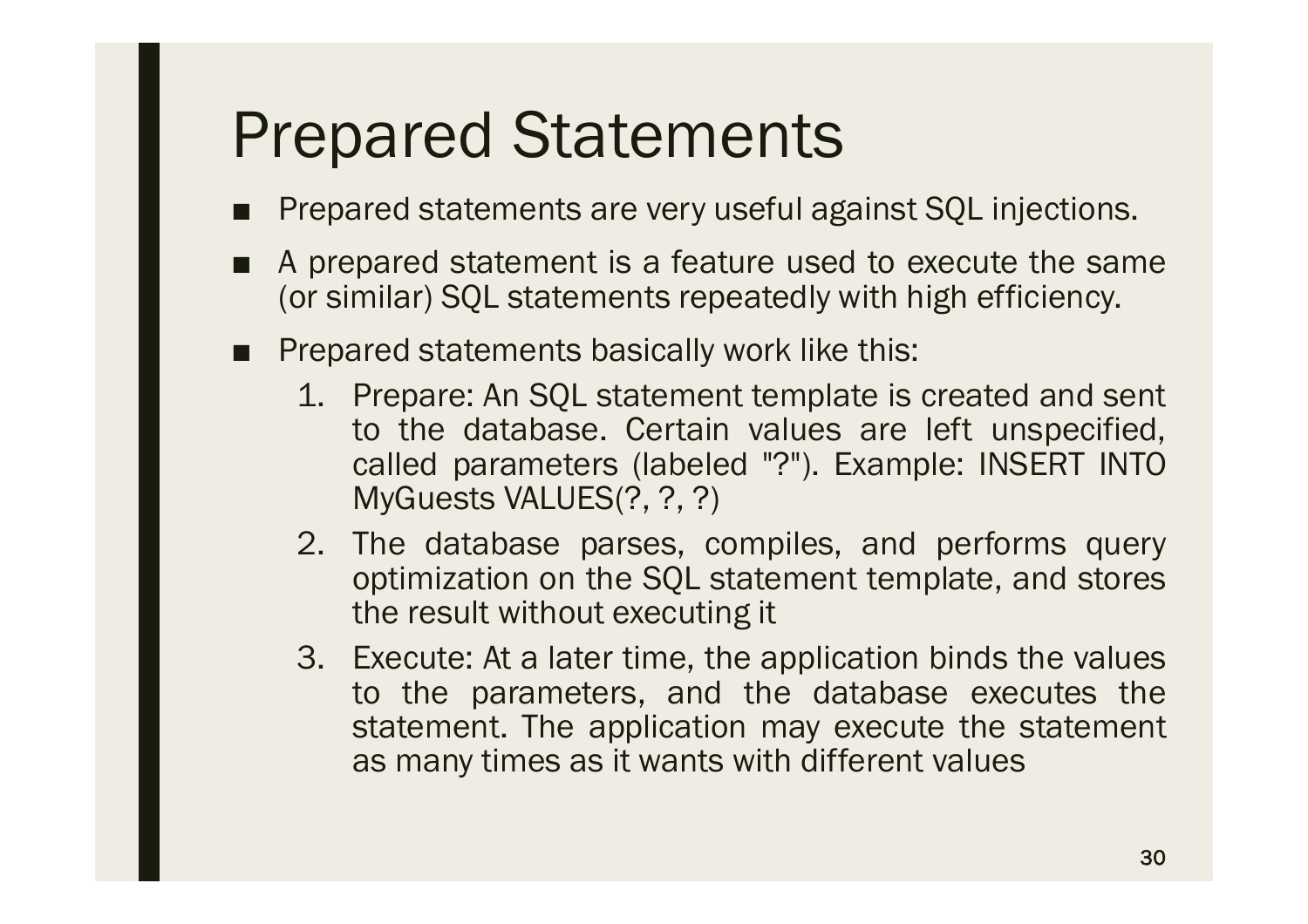# Prepared Statements

- Prepared statements are very useful against SQL injections.
- A prepared statement is a feature used to execute the same (or similar) SQL statements repeatedly with high efficiency.
- Prepared statements basically work like this:
  1. Prepare: An SQL statement template is created and sent to the database. Certain values are left unspecified, called parameters (labeled "?"). Example: INSERT INTO MyGuests VALUES(?, ?, ?)
  2. The database parses, compiles, and performs query optimization on the SQL statement template, and stores the result without executing it
  3. Execute: At a later time, the application binds the values to the parameters, and the database executes the statement. The application may execute the statement as many times as it wants with different values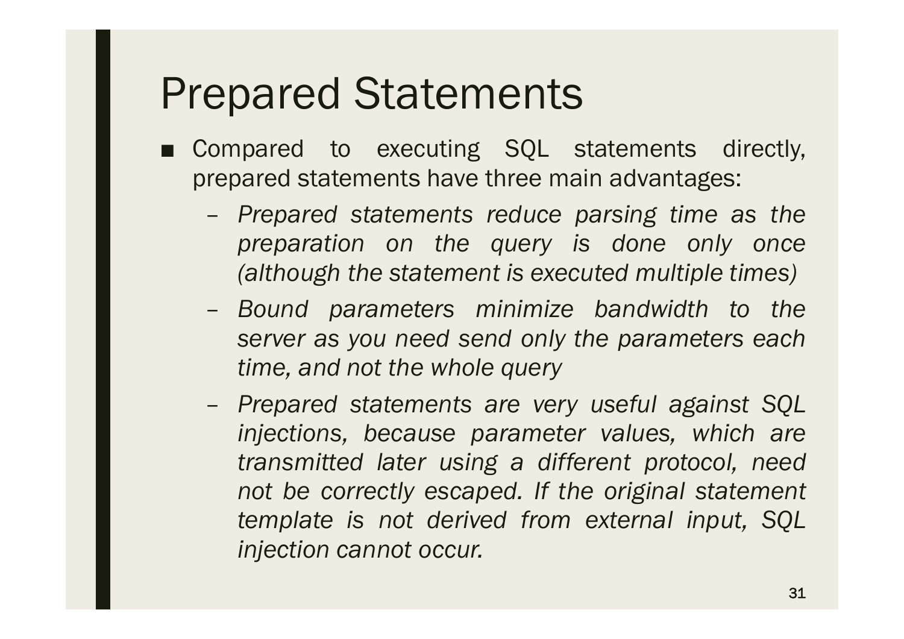# Prepared Statements

- Compared to executing SQL statements directly, prepared statements have three main advantages:
  - *Prepared statements reduce parsing time as the preparation on the query is done only once (although the statement is executed multiple times)*
  - *Bound parameters minimize bandwidth to the server as you need send only the parameters each time, and not the whole query*
  - *Prepared statements are very useful against SQL injections, because parameter values, which are transmitted later using a different protocol, need not be correctly escaped. If the original statement template is not derived from external input, SQL injection cannot occur.*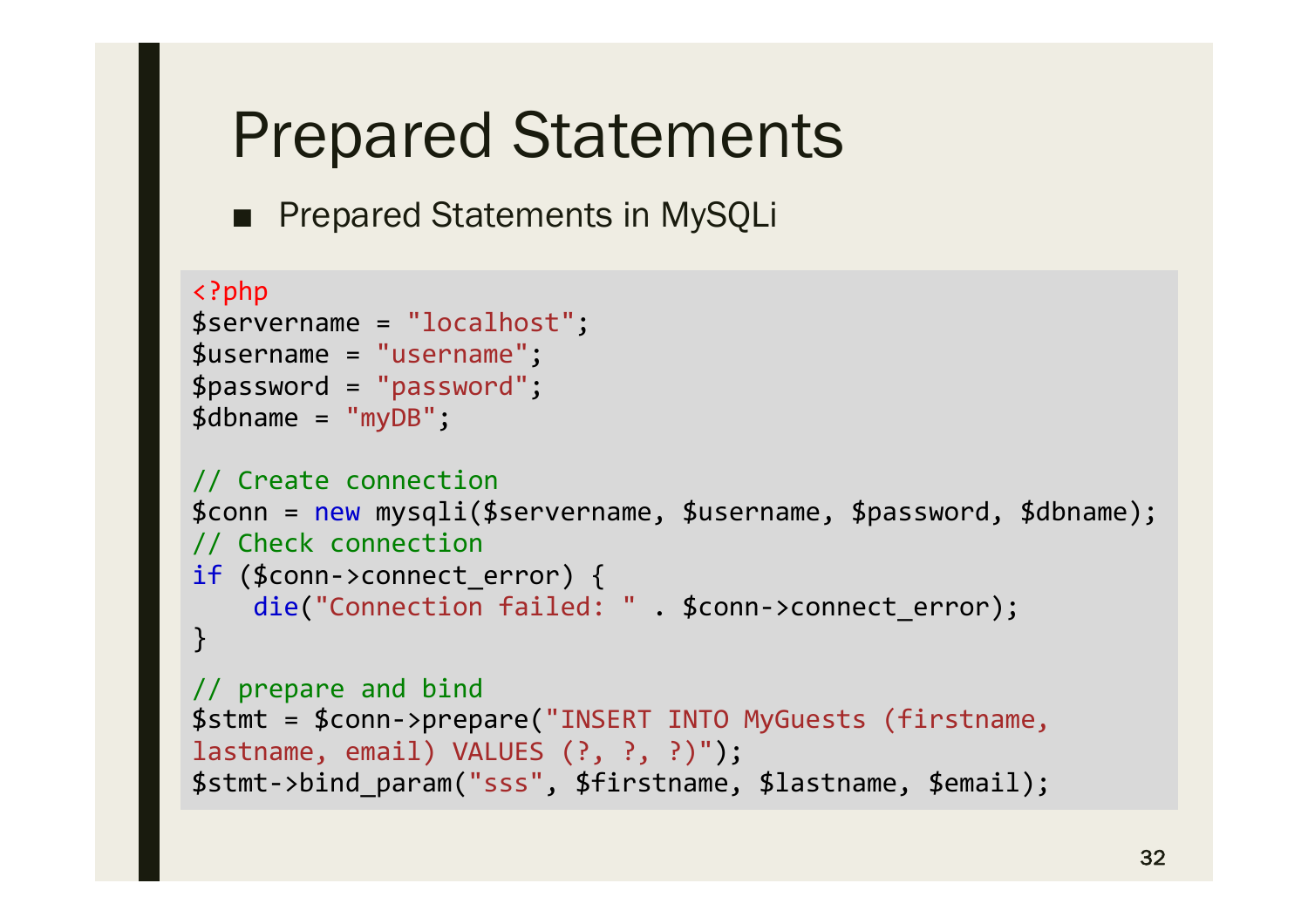# Prepared Statements

- Prepared Statements in MySQLi

```php
<?php
$servername = "localhost";
$username = "username";
$password = "password";
$dbname = "myDB";

// Create connection
$conn = new mysqli($servername, $username, $password, $dbname);
// Check connection
if ($conn->connect_error) {
    die("Connection failed: " . $conn->connect_error);
}

// prepare and bind
$stmt = $conn->prepare("INSERT INTO MyGuests (firstname,
lastname, email) VALUES (?, ?, ?)");
$stmt->bind_param("sss", $firstname, $lastname, $email);
```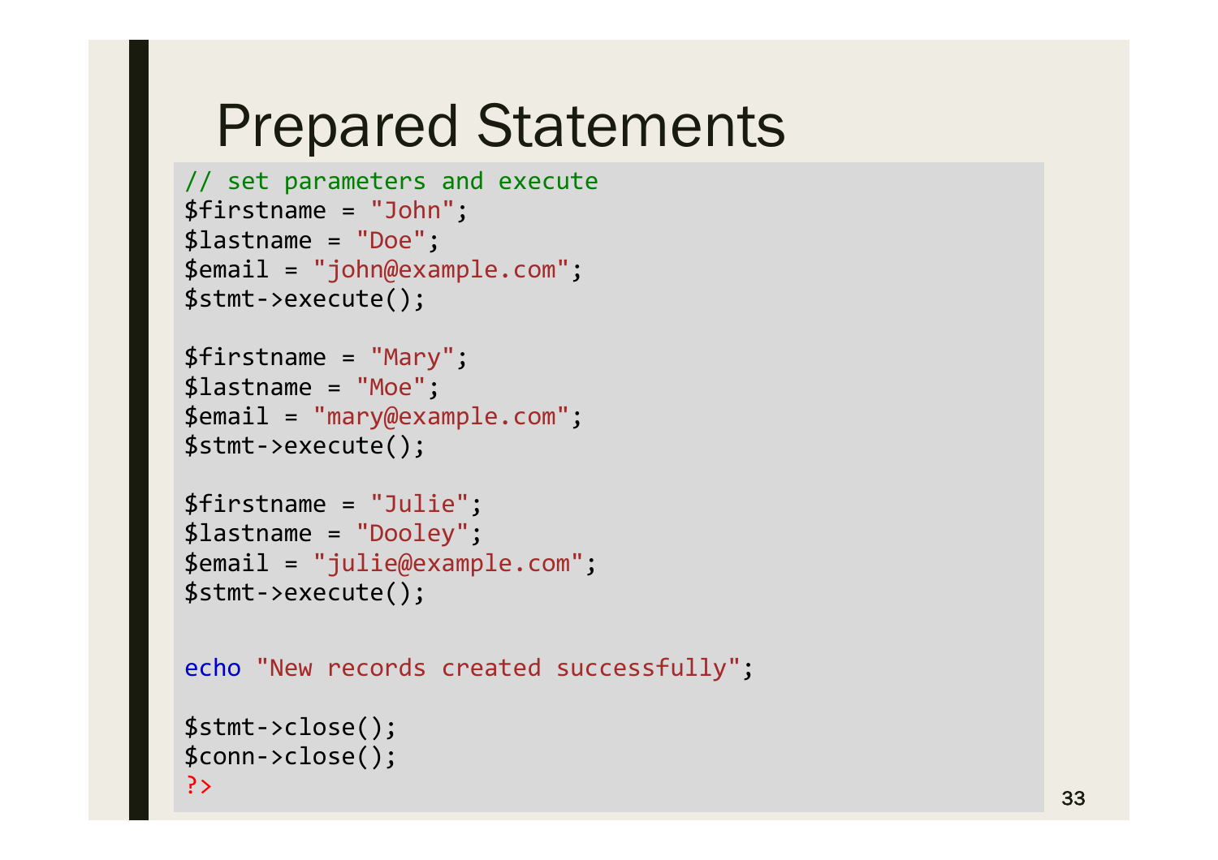# Prepared Statements

```php
// set parameters and execute
$firstname = "John";
$lastname = "Doe";
$email = "john@example.com";
$stmt->execute();

$firstname = "Mary";
$lastname = "Moe";
$email = "mary@example.com";
$stmt->execute();

$firstname = "Julie";
$lastname = "Dooley";
$email = "julie@example.com";
$stmt->execute();


echo "New records created successfully";

$stmt->close();
$conn->close();
?>
```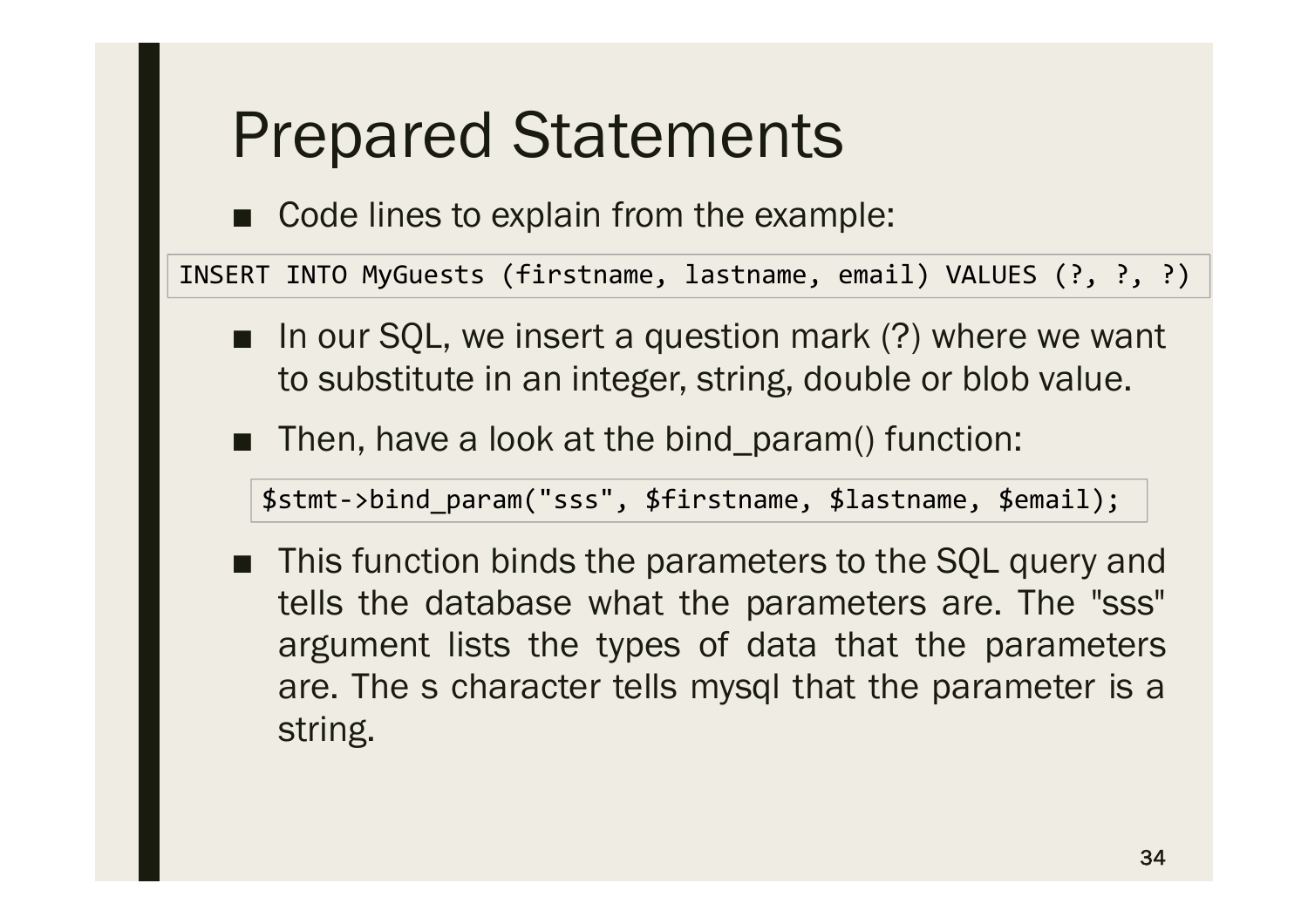# Prepared Statements

- Code lines to explain from the example:

```
INSERT INTO MyGuests (firstname, lastname, email) VALUES (?, ?, ?)
```

- In our SQL, we insert a question mark (?) where we want to substitute in an integer, string, double or blob value.
- Then, have a look at the bind_param() function:

```
$stmt->bind_param("sss", $firstname, $lastname, $email);
```

- This function binds the parameters to the SQL query and tells the database what the parameters are. The "sss" argument lists the types of data that the parameters are. The s character tells mysql that the parameter is a string.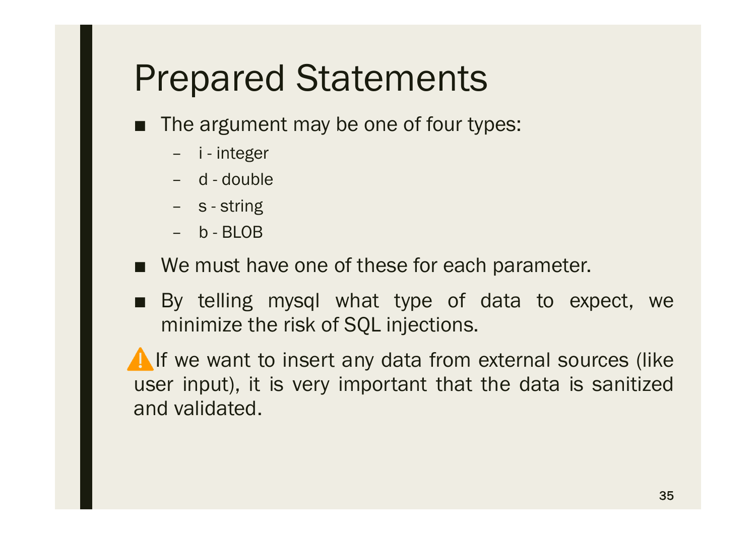# Prepared Statements

- The argument may be one of four types:
  - i - integer
  - d - double
  - s - string
  - b - BLOB
- We must have one of these for each parameter.
- By telling mysql what type of data to expect, we minimize the risk of SQL injections.

⚠️ If we want to insert any data from external sources (like user input), it is very important that the data is sanitized and validated.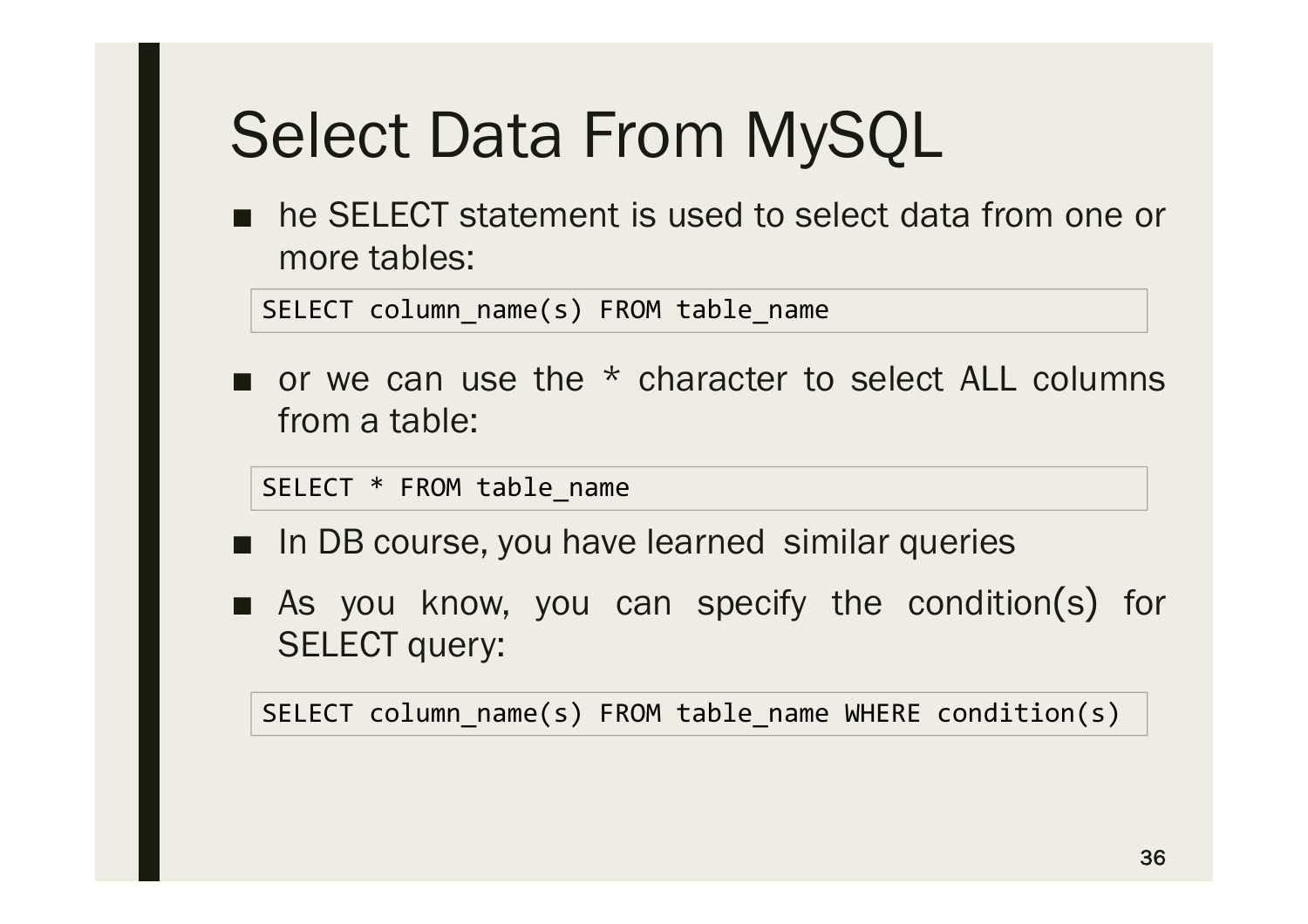# Select Data From MySQL

- he SELECT statement is used to select data from one or more tables:

```
SELECT column_name(s) FROM table_name
```

- or we can use the * character to select ALL columns from a table:

```
SELECT * FROM table_name
```

- In DB course, you have learned similar queries
- As you know, you can specify the condition(s) for SELECT query:

```
SELECT column_name(s) FROM table_name WHERE condition(s)
```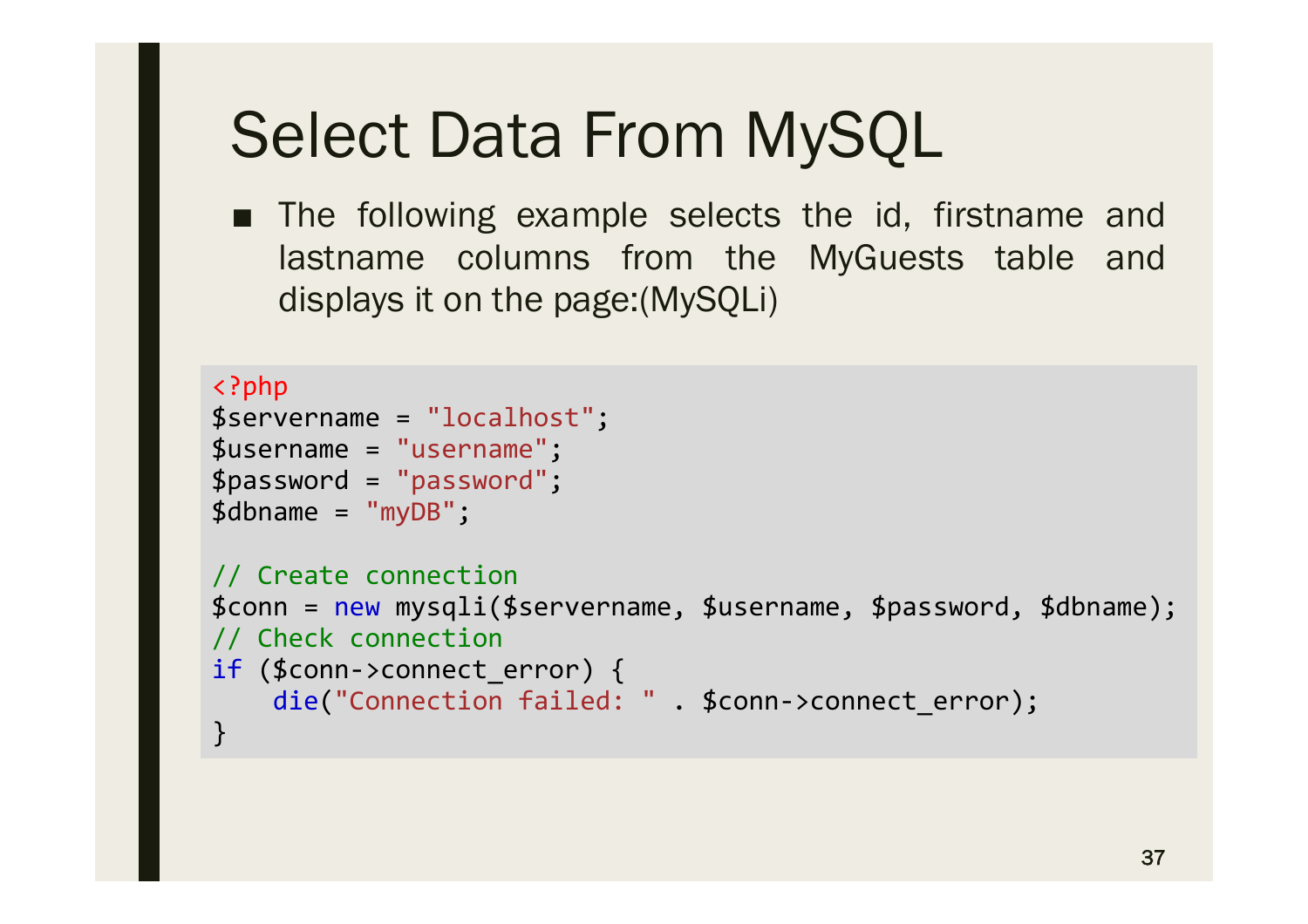# Select Data From MySQL

- The following example selects the id, firstname and lastname columns from the MyGuests table and displays it on the page:(MySQLi)

```php
<?php
$servername = "localhost";
$username = "username";
$password = "password";
$dbname = "myDB";

// Create connection
$conn = new mysqli($servername, $username, $password, $dbname);
// Check connection
if ($conn->connect_error) {
    die("Connection failed: " . $conn->connect_error);
}
```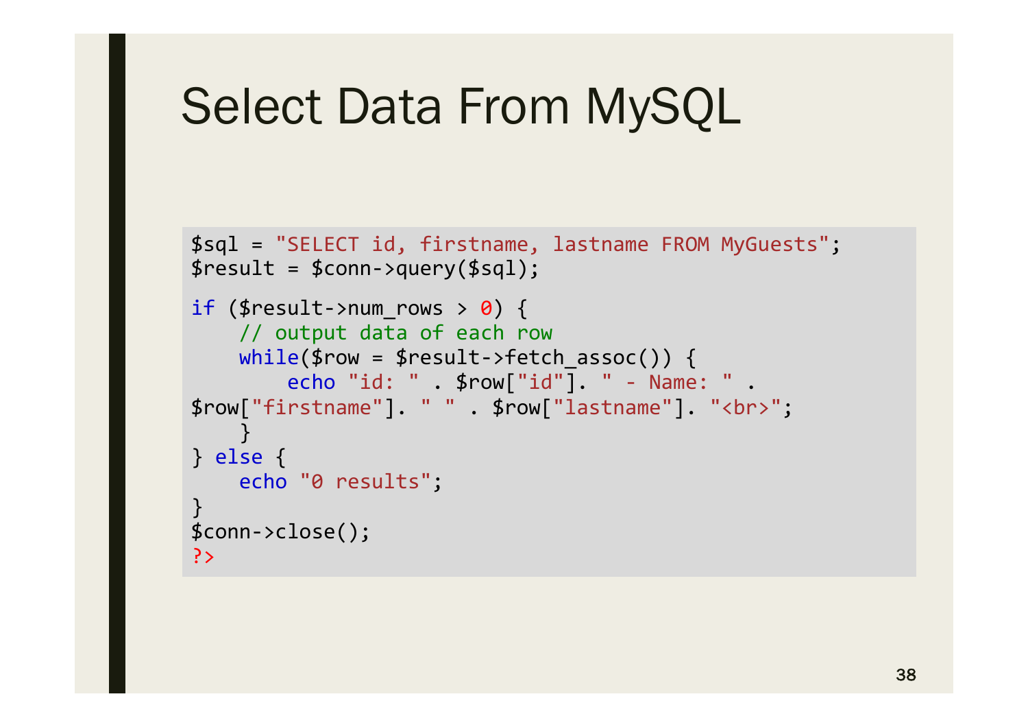# Select Data From MySQL

```
$sql = "SELECT id, firstname, lastname FROM MyGuests";
$result = $conn->query($sql);

if ($result->num_rows > 0) {
    // output data of each row
    while($row = $result->fetch_assoc()) {
        echo "id: " . $row["id"]. " - Name: " .
$row["firstname"]. " " . $row["lastname"]. "<br>";
    }
} else {
    echo "0 results";
}
$conn->close();
?>
```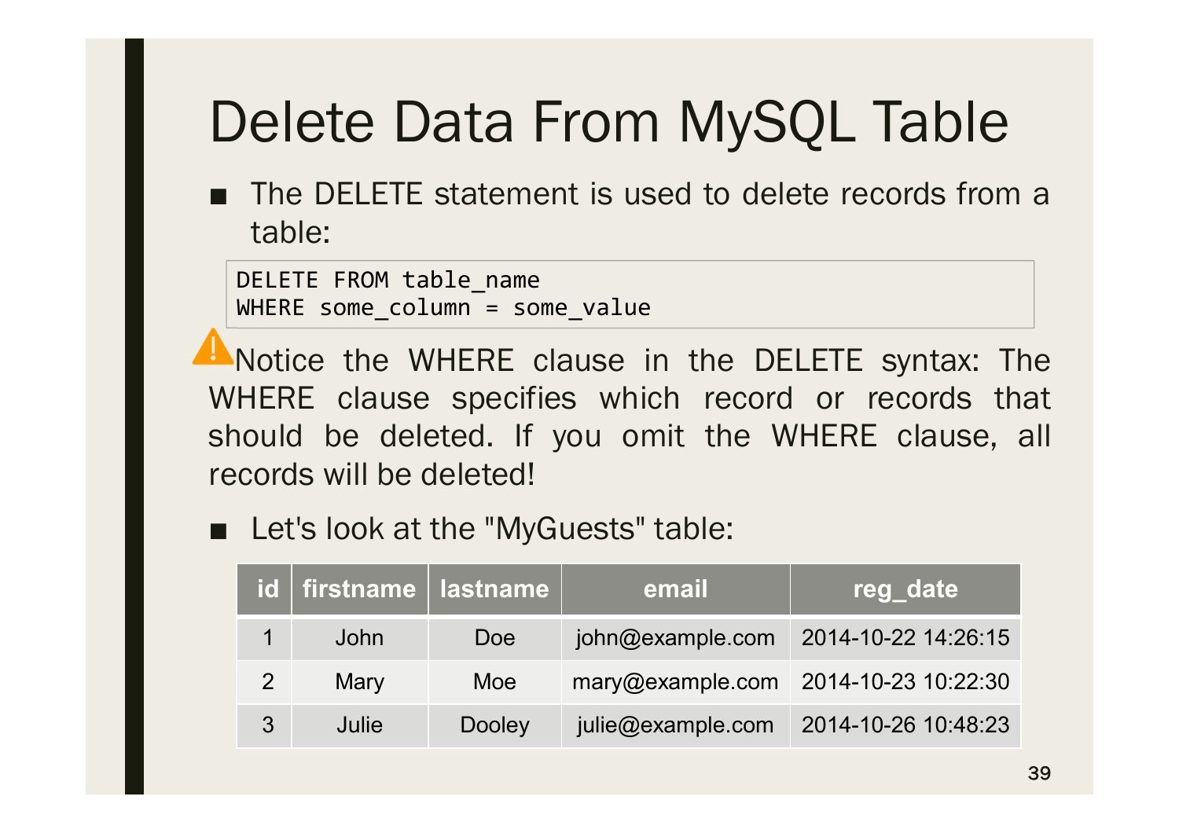# Delete Data From MySQL Table

- The DELETE statement is used to delete records from a table:

```
DELETE FROM table_name
WHERE some_column = some_value
```

⚠ Notice the WHERE clause in the DELETE syntax: The WHERE clause specifies which record or records that should be deleted. If you omit the WHERE clause, all records will be deleted!

- Let's look at the "MyGuests" table:

| id | firstname | lastname | email | reg_date |
|---|---|---|---|---|
| 1 | John | Doe | john@example.com | 2014-10-22 14:26:15 |
| 2 | Mary | Moe | mary@example.com | 2014-10-23 10:22:30 |
| 3 | Julie | Dooley | julie@example.com | 2014-10-26 10:48:23 |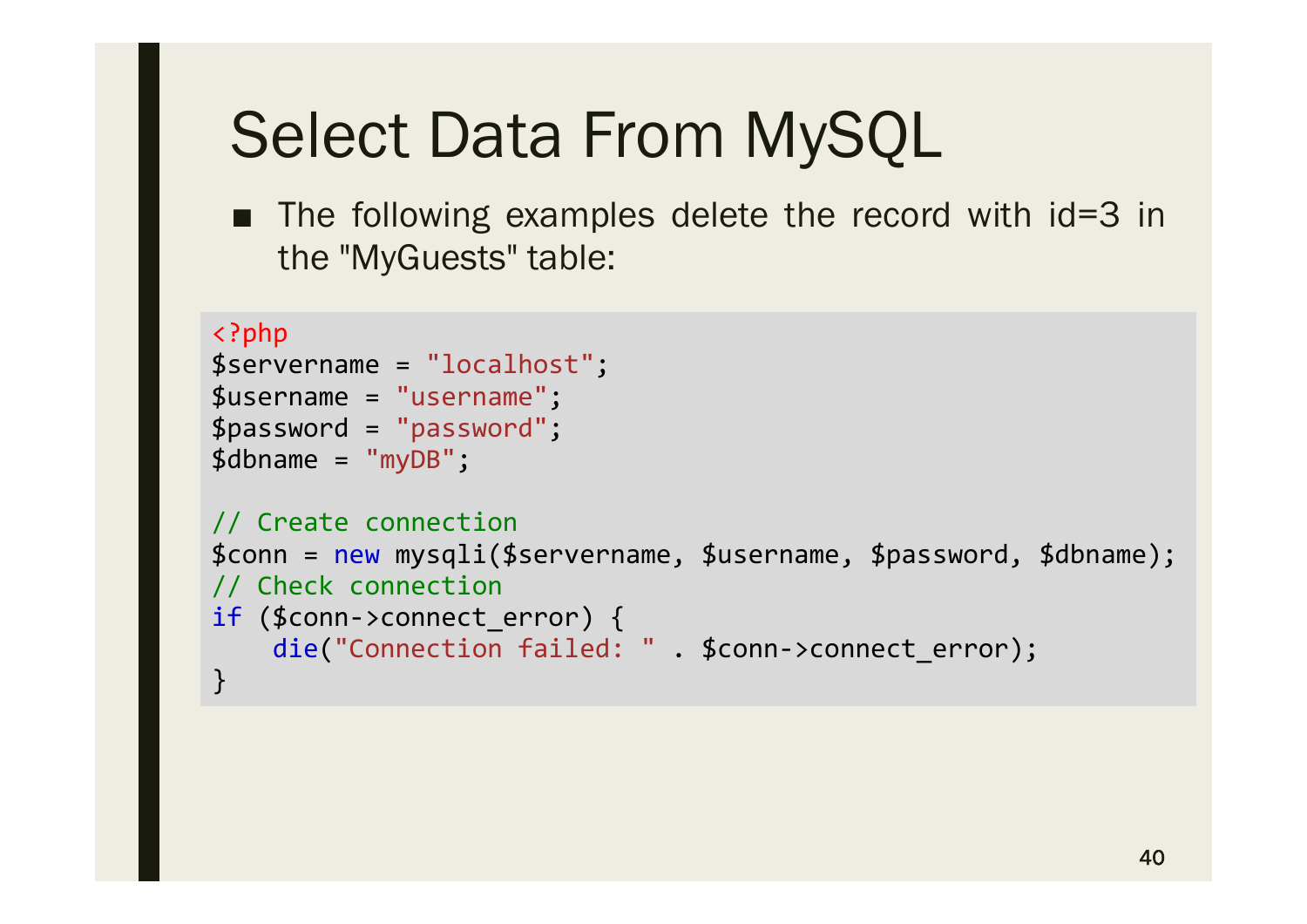# Select Data From MySQL

- The following examples delete the record with id=3 in the "MyGuests" table:

```
<?php
$servername = "localhost";
$username = "username";
$password = "password";
$dbname = "myDB";

// Create connection
$conn = new mysqli($servername, $username, $password, $dbname);
// Check connection
if ($conn->connect_error) {
    die("Connection failed: " . $conn->connect_error);
}
```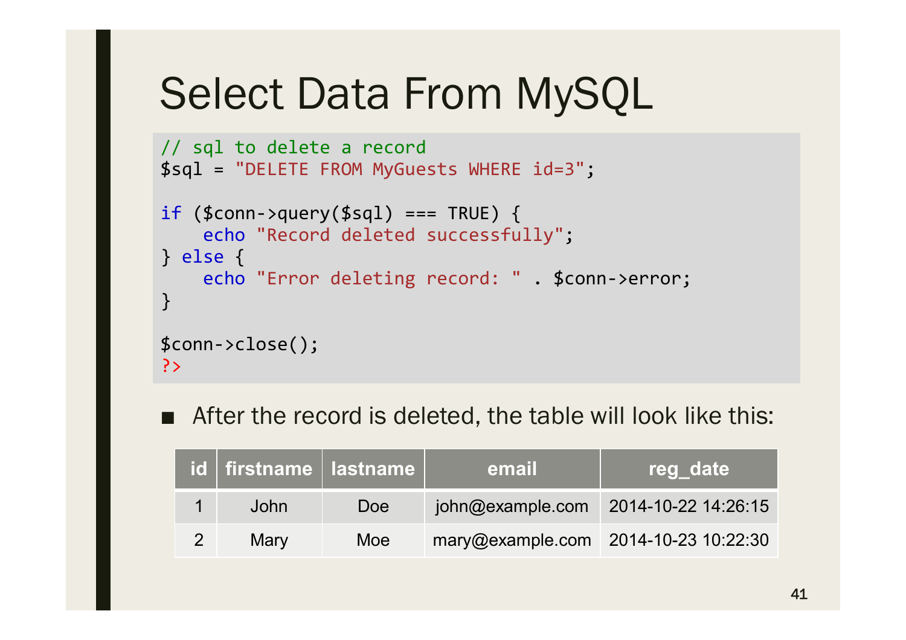# Select Data From MySQL

```
// sql to delete a record
$sql = "DELETE FROM MyGuests WHERE id=3";

if ($conn->query($sql) === TRUE) {
    echo "Record deleted successfully";
} else {
    echo "Error deleting record: " . $conn->error;
}

$conn->close();
?>
```

- After the record is deleted, the table will look like this:

| id | firstname | lastname | email | reg_date |
|---|---|---|---|---|
| 1 | John | Doe | john@example.com | 2014-10-22 14:26:15 |
| 2 | Mary | Moe | mary@example.com | 2014-10-23 10:22:30 |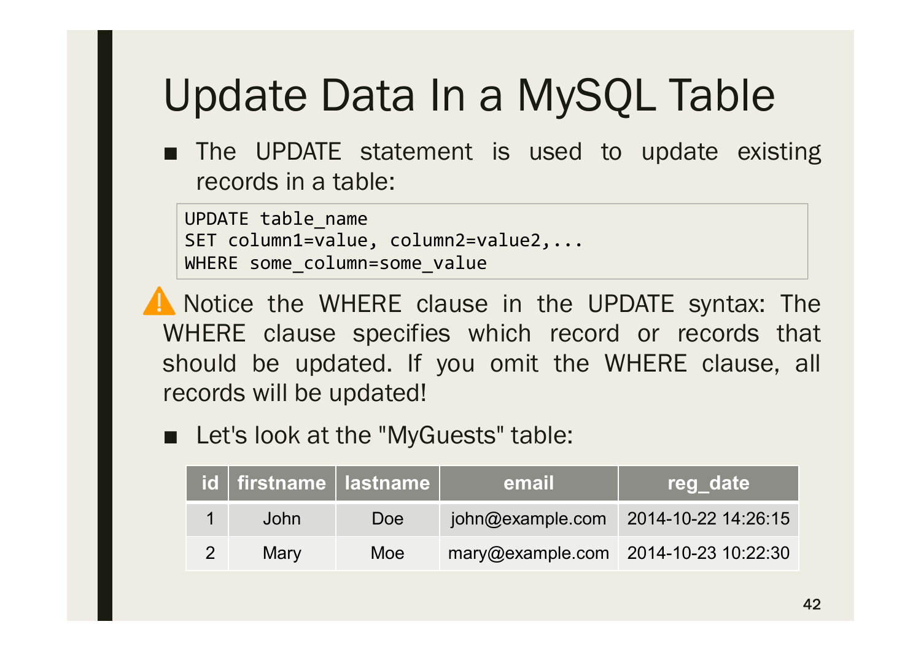# Update Data In a MySQL Table

- The UPDATE statement is used to update existing records in a table:

```
UPDATE table_name
SET column1=value, column2=value2,...
WHERE some_column=some_value
```

⚠️ Notice the WHERE clause in the UPDATE syntax: The WHERE clause specifies which record or records that should be updated. If you omit the WHERE clause, all records will be updated!

- Let's look at the "MyGuests" table:

| id | firstname | lastname | email | reg_date |
|---|---|---|---|---|
| 1 | John | Doe | john@example.com | 2014-10-22 14:26:15 |
| 2 | Mary | Moe | mary@example.com | 2014-10-23 10:22:30 |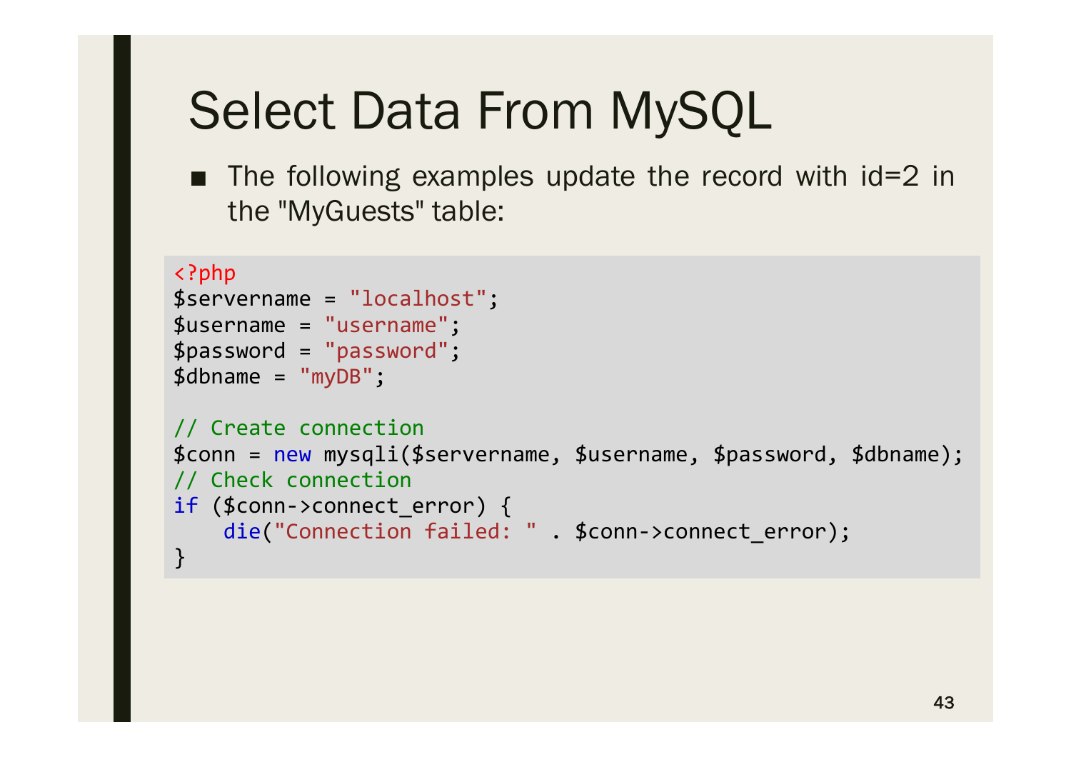# Select Data From MySQL

- The following examples update the record with id=2 in the "MyGuests" table:

```php
<?php
$servername = "localhost";
$username = "username";
$password = "password";
$dbname = "myDB";

// Create connection
$conn = new mysqli($servername, $username, $password, $dbname);
// Check connection
if ($conn->connect_error) {
    die("Connection failed: " . $conn->connect_error);
}
```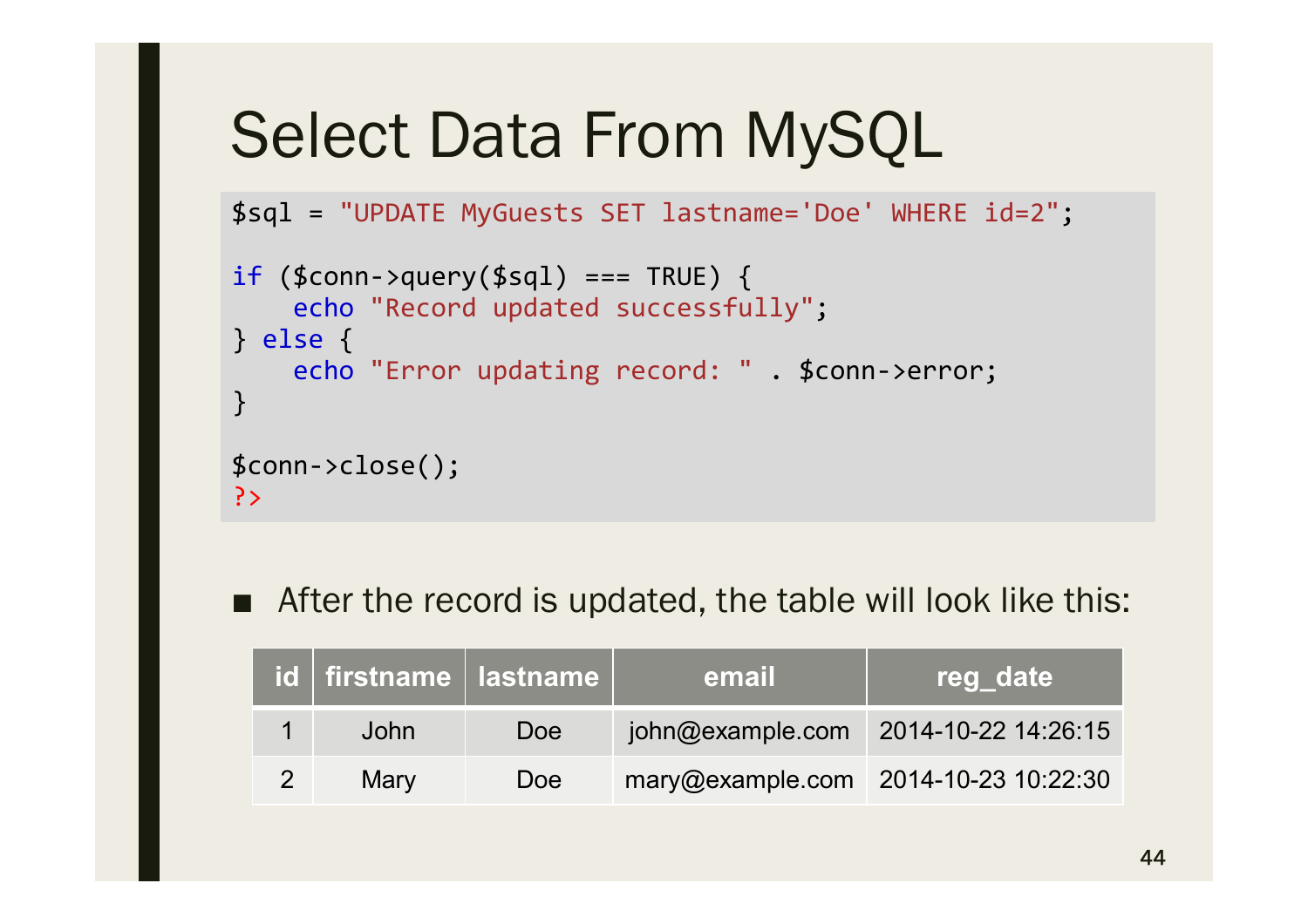# Select Data From MySQL

```
$sql = "UPDATE MyGuests SET lastname='Doe' WHERE id=2";

if ($conn->query($sql) === TRUE) {
    echo "Record updated successfully";
} else {
    echo "Error updating record: " . $conn->error;
}

$conn->close();
?>
```

- After the record is updated, the table will look like this:

| id | firstname | lastname | email | reg_date |
|---|---|---|---|---|
| 1 | John | Doe | john@example.com | 2014-10-22 14:26:15 |
| 2 | Mary | Doe | mary@example.com | 2014-10-23 10:22:30 |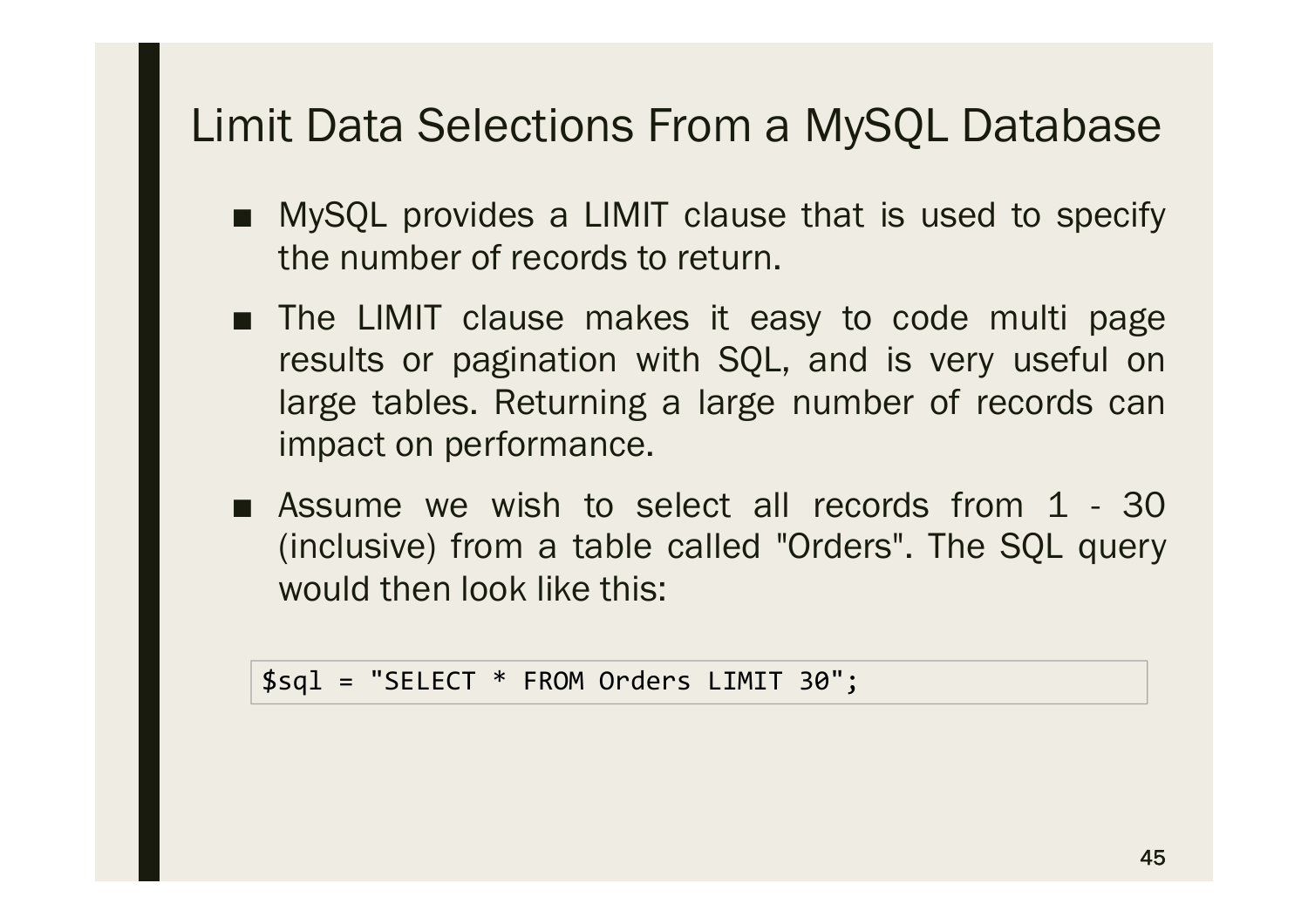# Limit Data Selections From a MySQL Database

- MySQL provides a LIMIT clause that is used to specify the number of records to return.
- The LIMIT clause makes it easy to code multi page results or pagination with SQL, and is very useful on large tables. Returning a large number of records can impact on performance.
- Assume we wish to select all records from 1 - 30 (inclusive) from a table called "Orders". The SQL query would then look like this:

```
$sql = "SELECT * FROM Orders LIMIT 30";
```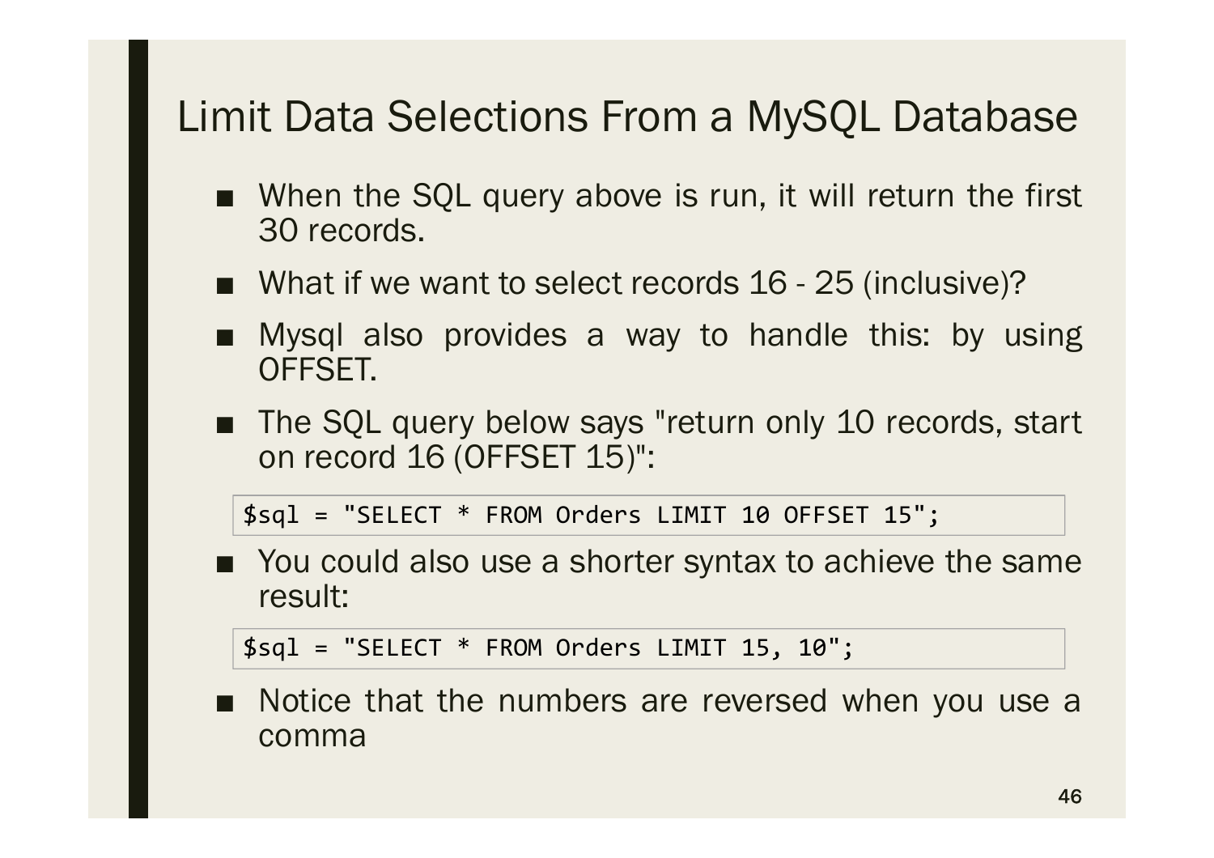# Limit Data Selections From a MySQL Database

- When the SQL query above is run, it will return the first 30 records.
- What if we want to select records 16 - 25 (inclusive)?
- Mysql also provides a way to handle this: by using OFFSET.
- The SQL query below says "return only 10 records, start on record 16 (OFFSET 15)":

```
$sql = "SELECT * FROM Orders LIMIT 10 OFFSET 15";
```

- You could also use a shorter syntax to achieve the same result:

```
$sql = "SELECT * FROM Orders LIMIT 15, 10";
```

- Notice that the numbers are reversed when you use a comma